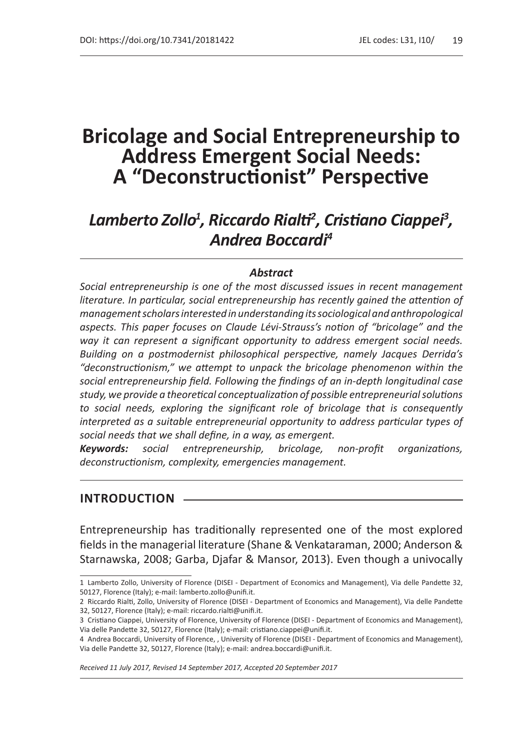# Bricolage and Social Entrepreneurship to Address Emergent Social Needs: A "Deconstructionist" Perspective

## *Lamberto Zollo[1], Riccardo Rialti[2], Cristiano Ciappei[3], Andrea Boccardi[4]*

### *Abstract*

*Social entrepreneurship is one of the most discussed issues in recent management literature. In particular, social entrepreneurship has recently gained the attention of management scholars interested in understanding its sociological and anthropological aspects. This paper focuses on Claude Lévi-Strauss's notion of "bricolage" and the way it can represent a significant opportunity to address emergent social needs. Building on a postmodernist philosophical perspective, namely Jacques Derrida's "deconstructionism," we attempt to unpack the bricolage phenomenon within the social entrepreneurship field. Following the findings of an in-depth longitudinal case study, we provide a theoretical conceptualization of possible entrepreneurial solutions to social needs, exploring the significant role of bricolage that is consequently interpreted as a suitable entrepreneurial opportunity to address particular types of social needs that we shall define, in a way, as emergent.*

***Keywords:*** *social entrepreneurship, bricolage, non-profit organizations, deconstructionism, complexity, emergencies management.*

## INTRODUCTION

Entrepreneurship has traditionally represented one of the most explored fields in the managerial literature (Shane & Venkataraman, 2000; Anderson & Starnawska, 2008; Garba, Djafar & Mansor, 2013). Even though a univocally

---

1 Lamberto Zollo, University of Florence (DISEI - Department of Economics and Management), Via delle Pandette 32, 50127, Florence (Italy); e-mail: lamberto.zollo@unifi.it.

2 Riccardo Rialti, Zollo, University of Florence (DISEI - Department of Economics and Management), Via delle Pandette 32, 50127, Florence (Italy); e-mail: riccardo.rialti@unifi.it.

3 Cristiano Ciappei, University of Florence, University of Florence (DISEI - Department of Economics and Management), Via delle Pandette 32, 50127, Florence (Italy); e-mail: cristiano.ciappei@unifi.it.

4 Andrea Boccardi, University of Florence, , University of Florence (DISEI - Department of Economics and Management), Via delle Pandette 32, 50127, Florence (Italy); e-mail: andrea.boccardi@unifi.it.

*Received 11 July 2017, Revised 14 September 2017, Accepted 20 September 2017*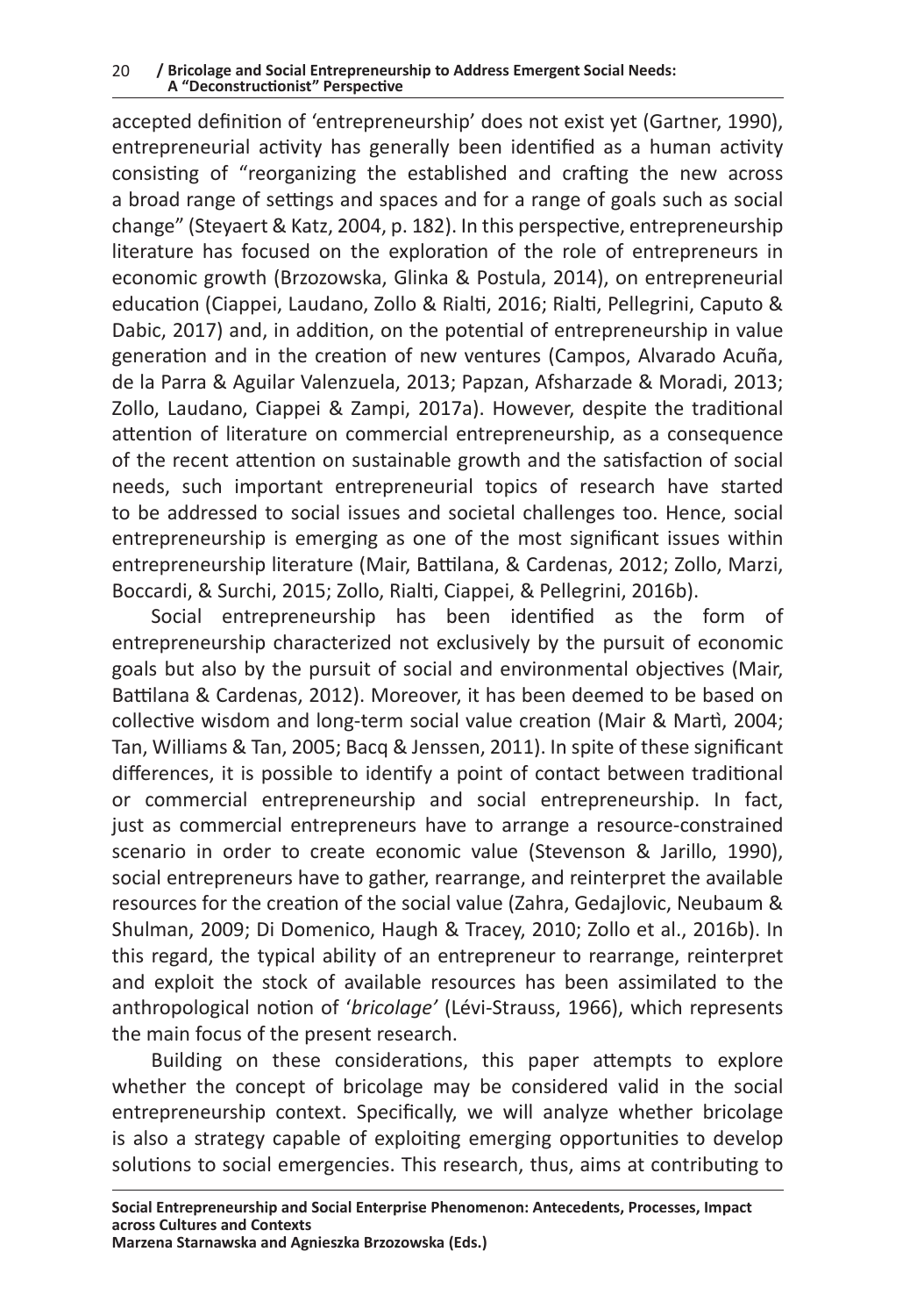accepted definition of 'entrepreneurship' does not exist yet (Gartner, 1990), entrepreneurial activity has generally been identified as a human activity consisting of "reorganizing the established and crafting the new across a broad range of settings and spaces and for a range of goals such as social change" (Steyaert & Katz, 2004, p. 182). In this perspective, entrepreneurship literature has focused on the exploration of the role of entrepreneurs in economic growth (Brzozowska, Glinka & Postula, 2014), on entrepreneurial education (Ciappei, Laudano, Zollo & Rialti, 2016; Rialti, Pellegrini, Caputo & Dabic, 2017) and, in addition, on the potential of entrepreneurship in value generation and in the creation of new ventures (Campos, Alvarado Acuña, de la Parra & Aguilar Valenzuela, 2013; Papzan, Afsharzade & Moradi, 2013; Zollo, Laudano, Ciappei & Zampi, 2017a). However, despite the traditional attention of literature on commercial entrepreneurship, as a consequence of the recent attention on sustainable growth and the satisfaction of social needs, such important entrepreneurial topics of research have started to be addressed to social issues and societal challenges too. Hence, social entrepreneurship is emerging as one of the most significant issues within entrepreneurship literature (Mair, Battilana, & Cardenas, 2012; Zollo, Marzi, Boccardi, & Surchi, 2015; Zollo, Rialti, Ciappei, & Pellegrini, 2016b).

Social entrepreneurship has been identified as the form of entrepreneurship characterized not exclusively by the pursuit of economic goals but also by the pursuit of social and environmental objectives (Mair, Battilana & Cardenas, 2012). Moreover, it has been deemed to be based on collective wisdom and long-term social value creation (Mair & Martì, 2004; Tan, Williams & Tan, 2005; Bacq & Jenssen, 2011). In spite of these significant differences, it is possible to identify a point of contact between traditional or commercial entrepreneurship and social entrepreneurship. In fact, just as commercial entrepreneurs have to arrange a resource-constrained scenario in order to create economic value (Stevenson & Jarillo, 1990), social entrepreneurs have to gather, rearrange, and reinterpret the available resources for the creation of the social value (Zahra, Gedajlovic, Neubaum & Shulman, 2009; Di Domenico, Haugh & Tracey, 2010; Zollo et al., 2016b). In this regard, the typical ability of an entrepreneur to rearrange, reinterpret and exploit the stock of available resources has been assimilated to the anthropological notion of '*bricolage'* (Lévi-Strauss, 1966), which represents the main focus of the present research.

Building on these considerations, this paper attempts to explore whether the concept of bricolage may be considered valid in the social entrepreneurship context. Specifically, we will analyze whether bricolage is also a strategy capable of exploiting emerging opportunities to develop solutions to social emergencies. This research, thus, aims at contributing to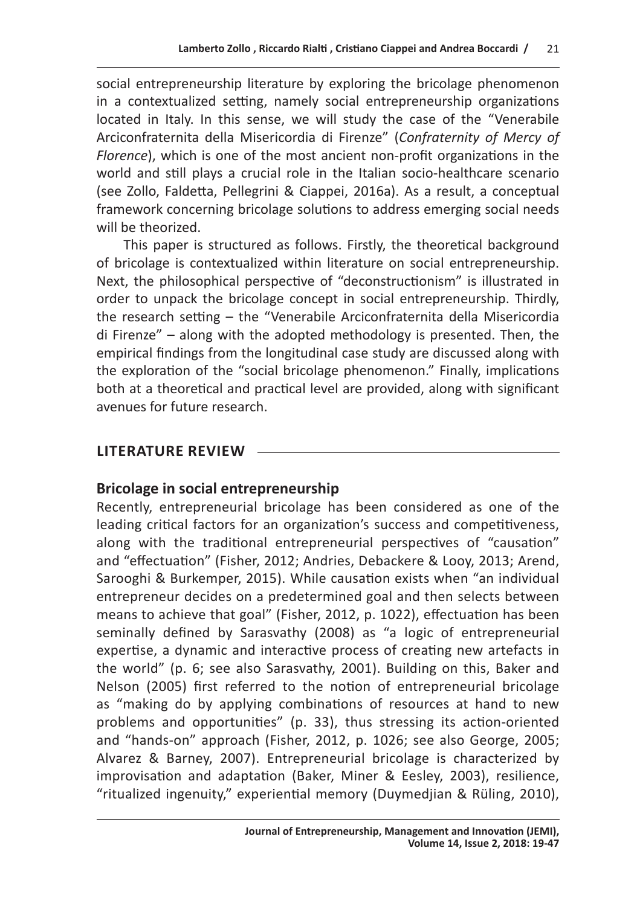social entrepreneurship literature by exploring the bricolage phenomenon in a contextualized setting, namely social entrepreneurship organizations located in Italy. In this sense, we will study the case of the "Venerabile Arciconfraternita della Misericordia di Firenze" (*Confraternity of Mercy of Florence*), which is one of the most ancient non-profit organizations in the world and still plays a crucial role in the Italian socio-healthcare scenario (see Zollo, Faldetta, Pellegrini & Ciappei, 2016a). As a result, a conceptual framework concerning bricolage solutions to address emerging social needs will be theorized.

This paper is structured as follows. Firstly, the theoretical background of bricolage is contextualized within literature on social entrepreneurship. Next, the philosophical perspective of "deconstructionism" is illustrated in order to unpack the bricolage concept in social entrepreneurship. Thirdly, the research setting – the "Venerabile Arciconfraternita della Misericordia di Firenze" – along with the adopted methodology is presented. Then, the empirical findings from the longitudinal case study are discussed along with the exploration of the "social bricolage phenomenon." Finally, implications both at a theoretical and practical level are provided, along with significant avenues for future research.

## LITERATURE REVIEW

### Bricolage in social entrepreneurship

Recently, entrepreneurial bricolage has been considered as one of the leading critical factors for an organization's success and competitiveness, along with the traditional entrepreneurial perspectives of "causation" and "effectuation" (Fisher, 2012; Andries, Debackere & Looy, 2013; Arend, Sarooghi & Burkemper, 2015). While causation exists when "an individual entrepreneur decides on a predetermined goal and then selects between means to achieve that goal" (Fisher, 2012, p. 1022), effectuation has been seminally defined by Sarasvathy (2008) as "a logic of entrepreneurial expertise, a dynamic and interactive process of creating new artefacts in the world" (p. 6; see also Sarasvathy, 2001). Building on this, Baker and Nelson (2005) first referred to the notion of entrepreneurial bricolage as "making do by applying combinations of resources at hand to new problems and opportunities" (p. 33), thus stressing its action-oriented and "hands-on" approach (Fisher, 2012, p. 1026; see also George, 2005; Alvarez & Barney, 2007). Entrepreneurial bricolage is characterized by improvisation and adaptation (Baker, Miner & Eesley, 2003), resilience, "ritualized ingenuity," experiential memory (Duymedjian & Rüling, 2010),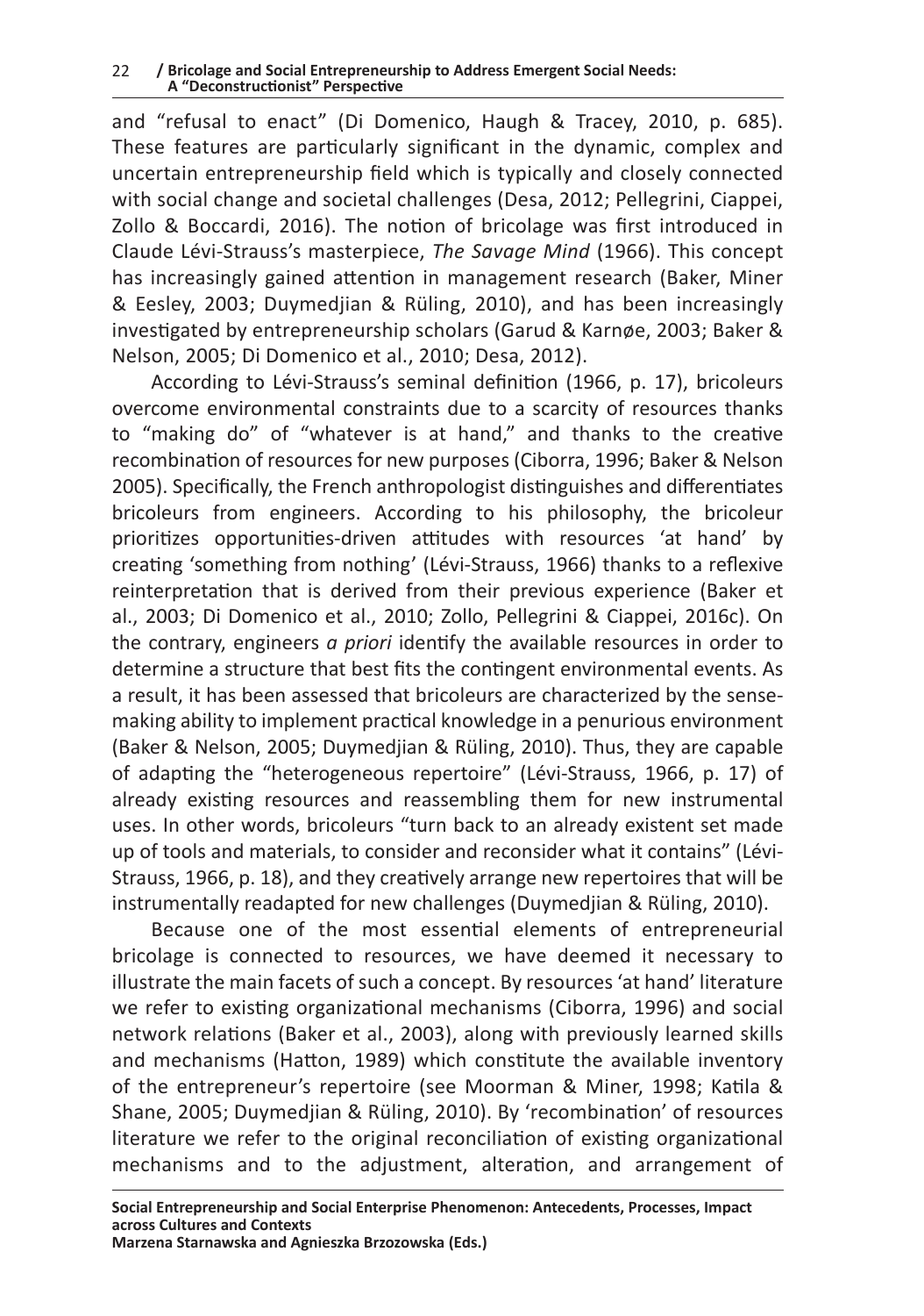and "refusal to enact" (Di Domenico, Haugh & Tracey, 2010, p. 685). These features are particularly significant in the dynamic, complex and uncertain entrepreneurship field which is typically and closely connected with social change and societal challenges (Desa, 2012; Pellegrini, Ciappei, Zollo & Boccardi, 2016). The notion of bricolage was first introduced in Claude Lévi-Strauss's masterpiece, *The Savage Mind* (1966). This concept has increasingly gained attention in management research (Baker, Miner & Eesley, 2003; Duymedjian & Rüling, 2010), and has been increasingly investigated by entrepreneurship scholars (Garud & Karnøe, 2003; Baker & Nelson, 2005; Di Domenico et al., 2010; Desa, 2012).

According to Lévi-Strauss's seminal definition (1966, p. 17), bricoleurs overcome environmental constraints due to a scarcity of resources thanks to "making do" of "whatever is at hand," and thanks to the creative recombination of resources for new purposes (Ciborra, 1996; Baker & Nelson 2005). Specifically, the French anthropologist distinguishes and differentiates bricoleurs from engineers. According to his philosophy, the bricoleur prioritizes opportunities-driven attitudes with resources 'at hand' by creating 'something from nothing' (Lévi-Strauss, 1966) thanks to a reflexive reinterpretation that is derived from their previous experience (Baker et al., 2003; Di Domenico et al., 2010; Zollo, Pellegrini & Ciappei, 2016c). On the contrary, engineers *a priori* identify the available resources in order to determine a structure that best fits the contingent environmental events. As a result, it has been assessed that bricoleurs are characterized by the sense-making ability to implement practical knowledge in a penurious environment (Baker & Nelson, 2005; Duymedjian & Rüling, 2010). Thus, they are capable of adapting the "heterogeneous repertoire" (Lévi-Strauss, 1966, p. 17) of already existing resources and reassembling them for new instrumental uses. In other words, bricoleurs "turn back to an already existent set made up of tools and materials, to consider and reconsider what it contains" (Lévi-Strauss, 1966, p. 18), and they creatively arrange new repertoires that will be instrumentally readapted for new challenges (Duymedjian & Rüling, 2010).

Because one of the most essential elements of entrepreneurial bricolage is connected to resources, we have deemed it necessary to illustrate the main facets of such a concept. By resources 'at hand' literature we refer to existing organizational mechanisms (Ciborra, 1996) and social network relations (Baker et al., 2003), along with previously learned skills and mechanisms (Hatton, 1989) which constitute the available inventory of the entrepreneur's repertoire (see Moorman & Miner, 1998; Katila & Shane, 2005; Duymedjian & Rüling, 2010). By 'recombination' of resources literature we refer to the original reconciliation of existing organizational mechanisms and to the adjustment, alteration, and arrangement of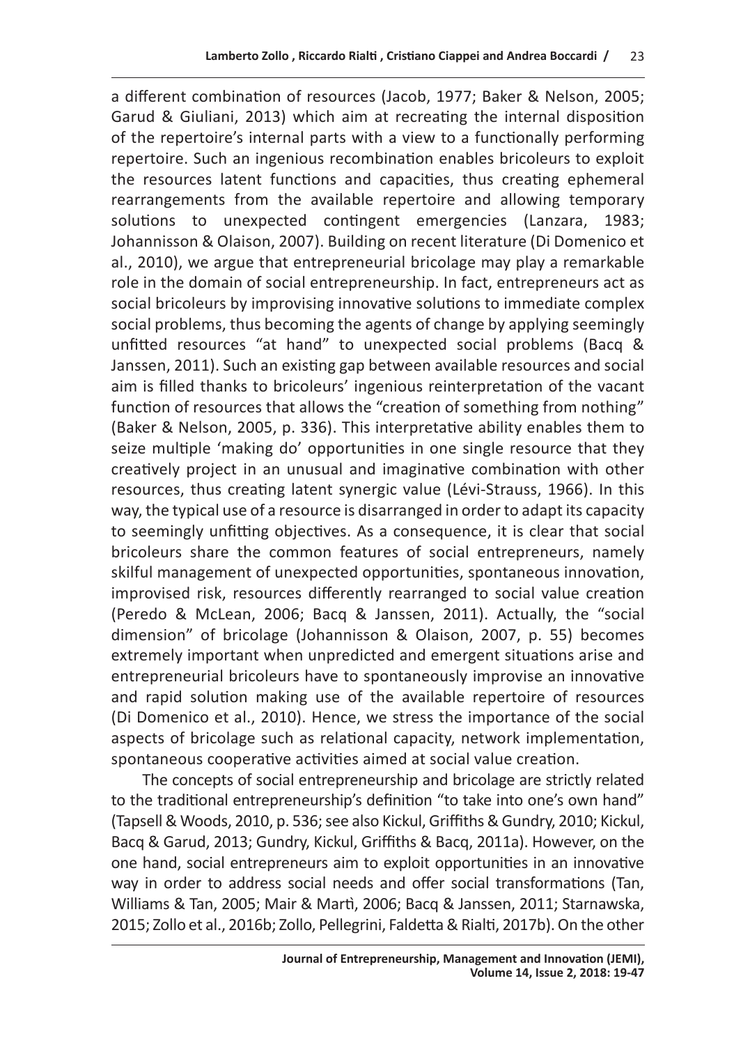a different combination of resources (Jacob, 1977; Baker & Nelson, 2005; Garud & Giuliani, 2013) which aim at recreating the internal disposition of the repertoire's internal parts with a view to a functionally performing repertoire. Such an ingenious recombination enables bricoleurs to exploit the resources latent functions and capacities, thus creating ephemeral rearrangements from the available repertoire and allowing temporary solutions to unexpected contingent emergencies (Lanzara, 1983; Johannisson & Olaison, 2007). Building on recent literature (Di Domenico et al., 2010), we argue that entrepreneurial bricolage may play a remarkable role in the domain of social entrepreneurship. In fact, entrepreneurs act as social bricoleurs by improvising innovative solutions to immediate complex social problems, thus becoming the agents of change by applying seemingly unfitted resources "at hand" to unexpected social problems (Bacq & Janssen, 2011). Such an existing gap between available resources and social aim is filled thanks to bricoleurs' ingenious reinterpretation of the vacant function of resources that allows the "creation of something from nothing" (Baker & Nelson, 2005, p. 336). This interpretative ability enables them to seize multiple 'making do' opportunities in one single resource that they creatively project in an unusual and imaginative combination with other resources, thus creating latent synergic value (Lévi-Strauss, 1966). In this way, the typical use of a resource is disarranged in order to adapt its capacity to seemingly unfitting objectives. As a consequence, it is clear that social bricoleurs share the common features of social entrepreneurs, namely skilful management of unexpected opportunities, spontaneous innovation, improvised risk, resources differently rearranged to social value creation (Peredo & McLean, 2006; Bacq & Janssen, 2011). Actually, the "social dimension" of bricolage (Johannisson & Olaison, 2007, p. 55) becomes extremely important when unpredicted and emergent situations arise and entrepreneurial bricoleurs have to spontaneously improvise an innovative and rapid solution making use of the available repertoire of resources (Di Domenico et al., 2010). Hence, we stress the importance of the social aspects of bricolage such as relational capacity, network implementation, spontaneous cooperative activities aimed at social value creation.

The concepts of social entrepreneurship and bricolage are strictly related to the traditional entrepreneurship's definition "to take into one's own hand" (Tapsell & Woods, 2010, p. 536; see also Kickul, Griffiths & Gundry, 2010; Kickul, Bacq & Garud, 2013; Gundry, Kickul, Griffiths & Bacq, 2011a). However, on the one hand, social entrepreneurs aim to exploit opportunities in an innovative way in order to address social needs and offer social transformations (Tan, Williams & Tan, 2005; Mair & Martì, 2006; Bacq & Janssen, 2011; Starnawska, 2015; Zollo et al., 2016b; Zollo, Pellegrini, Faldetta & Rialti, 2017b). On the other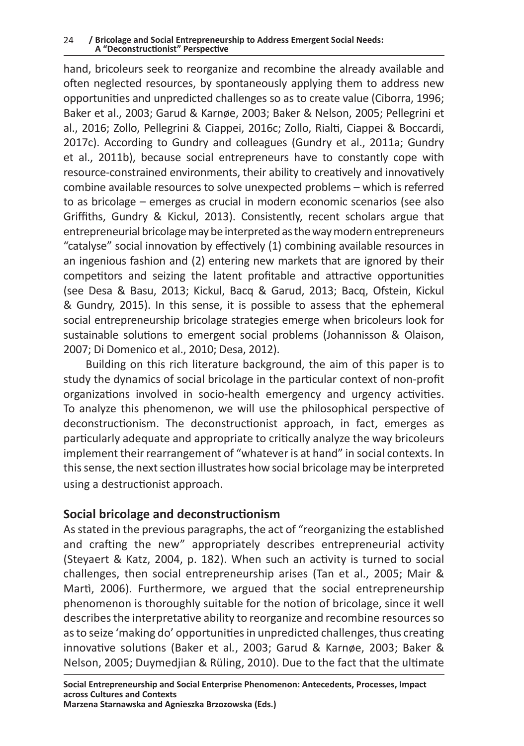hand, bricoleurs seek to reorganize and recombine the already available and often neglected resources, by spontaneously applying them to address new opportunities and unpredicted challenges so as to create value (Ciborra, 1996; Baker et al., 2003; Garud & Karnøe, 2003; Baker & Nelson, 2005; Pellegrini et al., 2016; Zollo, Pellegrini & Ciappei, 2016c; Zollo, Rialti, Ciappei & Boccardi, 2017c). According to Gundry and colleagues (Gundry et al., 2011a; Gundry et al., 2011b), because social entrepreneurs have to constantly cope with resource-constrained environments, their ability to creatively and innovatively combine available resources to solve unexpected problems – which is referred to as bricolage – emerges as crucial in modern economic scenarios (see also Griffiths, Gundry & Kickul, 2013). Consistently, recent scholars argue that entrepreneurial bricolage may be interpreted as the way modern entrepreneurs "catalyse" social innovation by effectively (1) combining available resources in an ingenious fashion and (2) entering new markets that are ignored by their competitors and seizing the latent profitable and attractive opportunities (see Desa & Basu, 2013; Kickul, Bacq & Garud, 2013; Bacq, Ofstein, Kickul & Gundry, 2015). In this sense, it is possible to assess that the ephemeral social entrepreneurship bricolage strategies emerge when bricoleurs look for sustainable solutions to emergent social problems (Johannisson & Olaison, 2007; Di Domenico et al., 2010; Desa, 2012).

Building on this rich literature background, the aim of this paper is to study the dynamics of social bricolage in the particular context of non-profit organizations involved in socio-health emergency and urgency activities. To analyze this phenomenon, we will use the philosophical perspective of deconstructionism. The deconstructionist approach, in fact, emerges as particularly adequate and appropriate to critically analyze the way bricoleurs implement their rearrangement of "whatever is at hand" in social contexts. In this sense, the next section illustrates how social bricolage may be interpreted using a destructionist approach.

## Social bricolage and deconstructionism

As stated in the previous paragraphs, the act of "reorganizing the established and crafting the new" appropriately describes entrepreneurial activity (Steyaert & Katz, 2004, p. 182). When such an activity is turned to social challenges, then social entrepreneurship arises (Tan et al., 2005; Mair & Martì, 2006). Furthermore, we argued that the social entrepreneurship phenomenon is thoroughly suitable for the notion of bricolage, since it well describes the interpretative ability to reorganize and recombine resources so as to seize 'making do' opportunities in unpredicted challenges, thus creating innovative solutions (Baker et al., 2003; Garud & Karnøe, 2003; Baker & Nelson, 2005; Duymedjian & Rüling, 2010). Due to the fact that the ultimate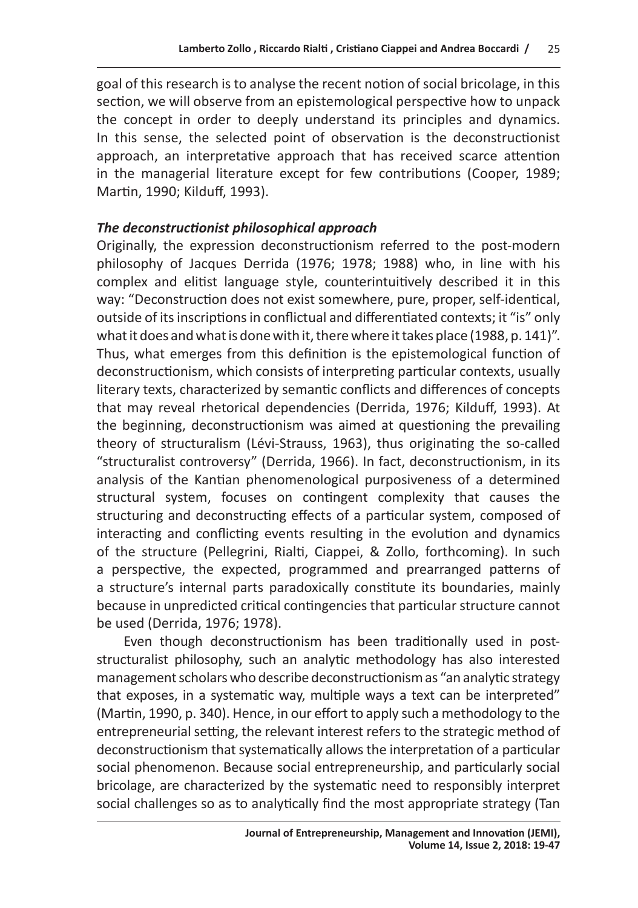goal of this research is to analyse the recent notion of social bricolage, in this section, we will observe from an epistemological perspective how to unpack the concept in order to deeply understand its principles and dynamics. In this sense, the selected point of observation is the deconstructionist approach, an interpretative approach that has received scarce attention in the managerial literature except for few contributions (Cooper, 1989; Martin, 1990; Kilduff, 1993).

### *The deconstructionist philosophical approach*

Originally, the expression deconstructionism referred to the post-modern philosophy of Jacques Derrida (1976; 1978; 1988) who, in line with his complex and elitist language style, counterintuitively described it in this way: "Deconstruction does not exist somewhere, pure, proper, self-identical, outside of its inscriptions in conflictual and differentiated contexts; it "is" only what it does and what is done with it, there where it takes place (1988, p. 141)". Thus, what emerges from this definition is the epistemological function of deconstructionism, which consists of interpreting particular contexts, usually literary texts, characterized by semantic conflicts and differences of concepts that may reveal rhetorical dependencies (Derrida, 1976; Kilduff, 1993). At the beginning, deconstructionism was aimed at questioning the prevailing theory of structuralism (Lévi-Strauss, 1963), thus originating the so-called "structuralist controversy" (Derrida, 1966). In fact, deconstructionism, in its analysis of the Kantian phenomenological purposiveness of a determined structural system, focuses on contingent complexity that causes the structuring and deconstructing effects of a particular system, composed of interacting and conflicting events resulting in the evolution and dynamics of the structure (Pellegrini, Rialti, Ciappei, & Zollo, forthcoming). In such a perspective, the expected, programmed and prearranged patterns of a structure's internal parts paradoxically constitute its boundaries, mainly because in unpredicted critical contingencies that particular structure cannot be used (Derrida, 1976; 1978).

Even though deconstructionism has been traditionally used in post-structuralist philosophy, such an analytic methodology has also interested management scholars who describe deconstructionism as "an analytic strategy that exposes, in a systematic way, multiple ways a text can be interpreted" (Martin, 1990, p. 340). Hence, in our effort to apply such a methodology to the entrepreneurial setting, the relevant interest refers to the strategic method of deconstructionism that systematically allows the interpretation of a particular social phenomenon. Because social entrepreneurship, and particularly social bricolage, are characterized by the systematic need to responsibly interpret social challenges so as to analytically find the most appropriate strategy (Tan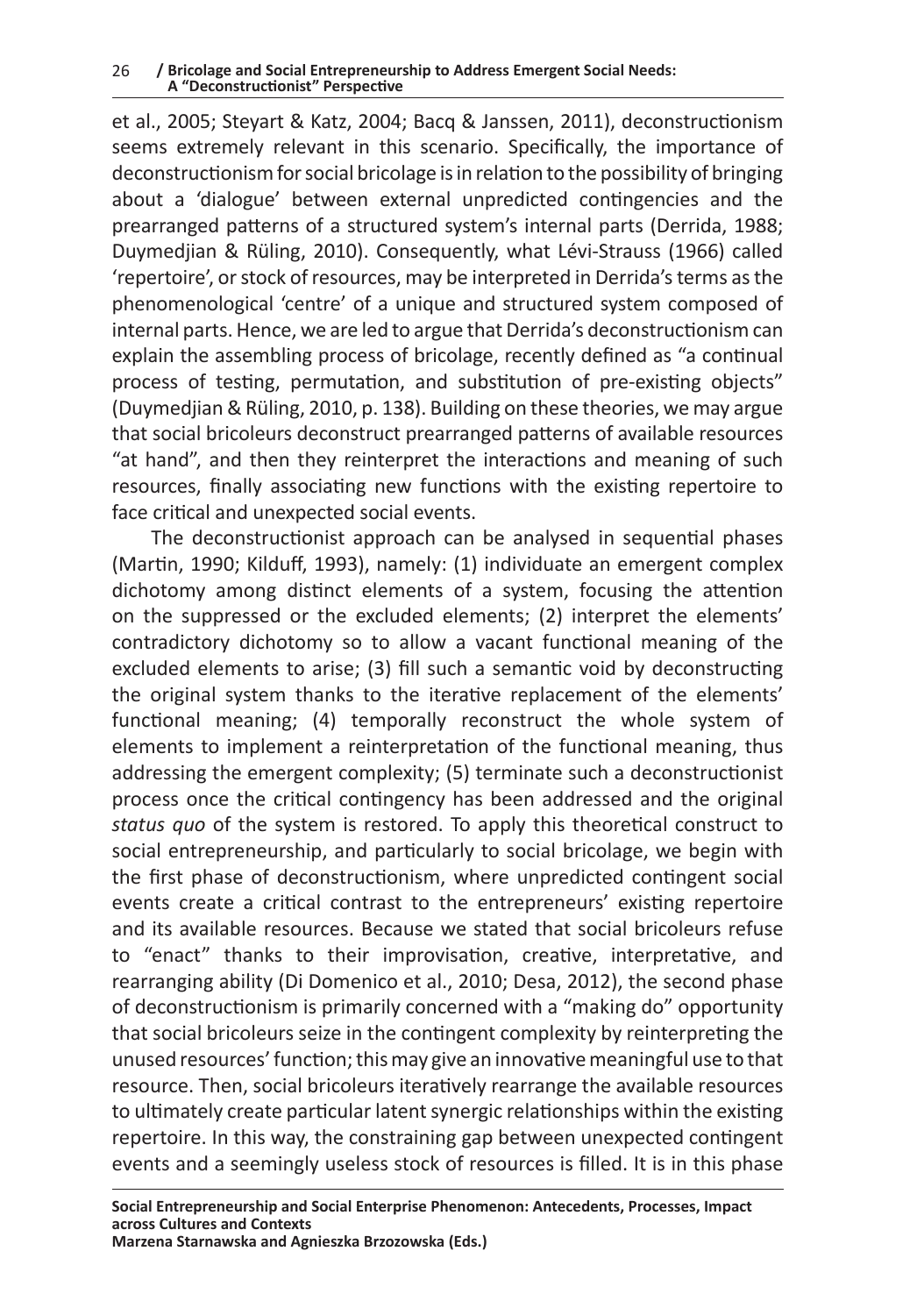et al., 2005; Steyart & Katz, 2004; Bacq & Janssen, 2011), deconstructionism seems extremely relevant in this scenario. Specifically, the importance of deconstructionism for social bricolage is in relation to the possibility of bringing about a 'dialogue' between external unpredicted contingencies and the prearranged patterns of a structured system's internal parts (Derrida, 1988; Duymedjian & Rüling, 2010). Consequently, what Lévi-Strauss (1966) called 'repertoire', or stock of resources, may be interpreted in Derrida's terms as the phenomenological 'centre' of a unique and structured system composed of internal parts. Hence, we are led to argue that Derrida's deconstructionism can explain the assembling process of bricolage, recently defined as "a continual process of testing, permutation, and substitution of pre-existing objects" (Duymedjian & Rüling, 2010, p. 138). Building on these theories, we may argue that social bricoleurs deconstruct prearranged patterns of available resources "at hand", and then they reinterpret the interactions and meaning of such resources, finally associating new functions with the existing repertoire to face critical and unexpected social events.

The deconstructionist approach can be analysed in sequential phases (Martin, 1990; Kilduff, 1993), namely: (1) individuate an emergent complex dichotomy among distinct elements of a system, focusing the attention on the suppressed or the excluded elements; (2) interpret the elements' contradictory dichotomy so to allow a vacant functional meaning of the excluded elements to arise; (3) fill such a semantic void by deconstructing the original system thanks to the iterative replacement of the elements' functional meaning; (4) temporally reconstruct the whole system of elements to implement a reinterpretation of the functional meaning, thus addressing the emergent complexity; (5) terminate such a deconstructionist process once the critical contingency has been addressed and the original *status quo* of the system is restored. To apply this theoretical construct to social entrepreneurship, and particularly to social bricolage, we begin with the first phase of deconstructionism, where unpredicted contingent social events create a critical contrast to the entrepreneurs' existing repertoire and its available resources. Because we stated that social bricoleurs refuse to "enact" thanks to their improvisation, creative, interpretative, and rearranging ability (Di Domenico et al., 2010; Desa, 2012), the second phase of deconstructionism is primarily concerned with a "making do" opportunity that social bricoleurs seize in the contingent complexity by reinterpreting the unused resources' function; this may give an innovative meaningful use to that resource. Then, social bricoleurs iteratively rearrange the available resources to ultimately create particular latent synergic relationships within the existing repertoire. In this way, the constraining gap between unexpected contingent events and a seemingly useless stock of resources is filled. It is in this phase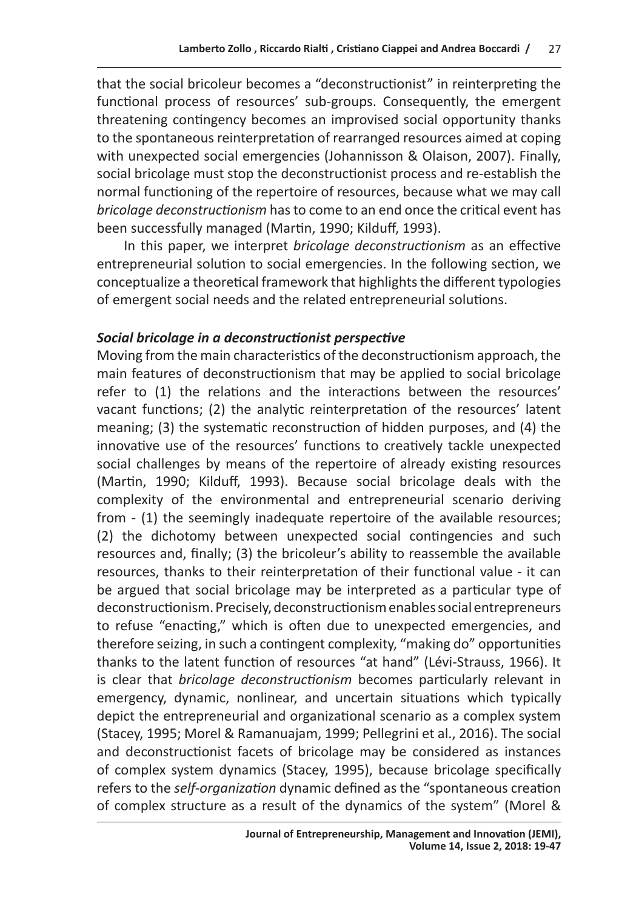that the social bricoleur becomes a "deconstructionist" in reinterpreting the functional process of resources' sub-groups. Consequently, the emergent threatening contingency becomes an improvised social opportunity thanks to the spontaneous reinterpretation of rearranged resources aimed at coping with unexpected social emergencies (Johannisson & Olaison, 2007). Finally, social bricolage must stop the deconstructionist process and re-establish the normal functioning of the repertoire of resources, because what we may call *bricolage deconstructionism* has to come to an end once the critical event has been successfully managed (Martin, 1990; Kilduff, 1993).

In this paper, we interpret *bricolage deconstructionism* as an effective entrepreneurial solution to social emergencies. In the following section, we conceptualize a theoretical framework that highlights the different typologies of emergent social needs and the related entrepreneurial solutions.

### *Social bricolage in a deconstructionist perspective*

Moving from the main characteristics of the deconstructionism approach, the main features of deconstructionism that may be applied to social bricolage refer to (1) the relations and the interactions between the resources' vacant functions; (2) the analytic reinterpretation of the resources' latent meaning; (3) the systematic reconstruction of hidden purposes, and (4) the innovative use of the resources' functions to creatively tackle unexpected social challenges by means of the repertoire of already existing resources (Martin, 1990; Kilduff, 1993). Because social bricolage deals with the complexity of the environmental and entrepreneurial scenario deriving from - (1) the seemingly inadequate repertoire of the available resources; (2) the dichotomy between unexpected social contingencies and such resources and, finally; (3) the bricoleur's ability to reassemble the available resources, thanks to their reinterpretation of their functional value - it can be argued that social bricolage may be interpreted as a particular type of deconstructionism. Precisely, deconstructionism enables social entrepreneurs to refuse "enacting," which is often due to unexpected emergencies, and therefore seizing, in such a contingent complexity, "making do" opportunities thanks to the latent function of resources "at hand" (Lévi-Strauss, 1966). It is clear that *bricolage deconstructionism* becomes particularly relevant in emergency, dynamic, nonlinear, and uncertain situations which typically depict the entrepreneurial and organizational scenario as a complex system (Stacey, 1995; Morel & Ramanuajam, 1999; Pellegrini et al., 2016). The social and deconstructionist facets of bricolage may be considered as instances of complex system dynamics (Stacey, 1995), because bricolage specifically refers to the *self-organization* dynamic defined as the "spontaneous creation of complex structure as a result of the dynamics of the system" (Morel &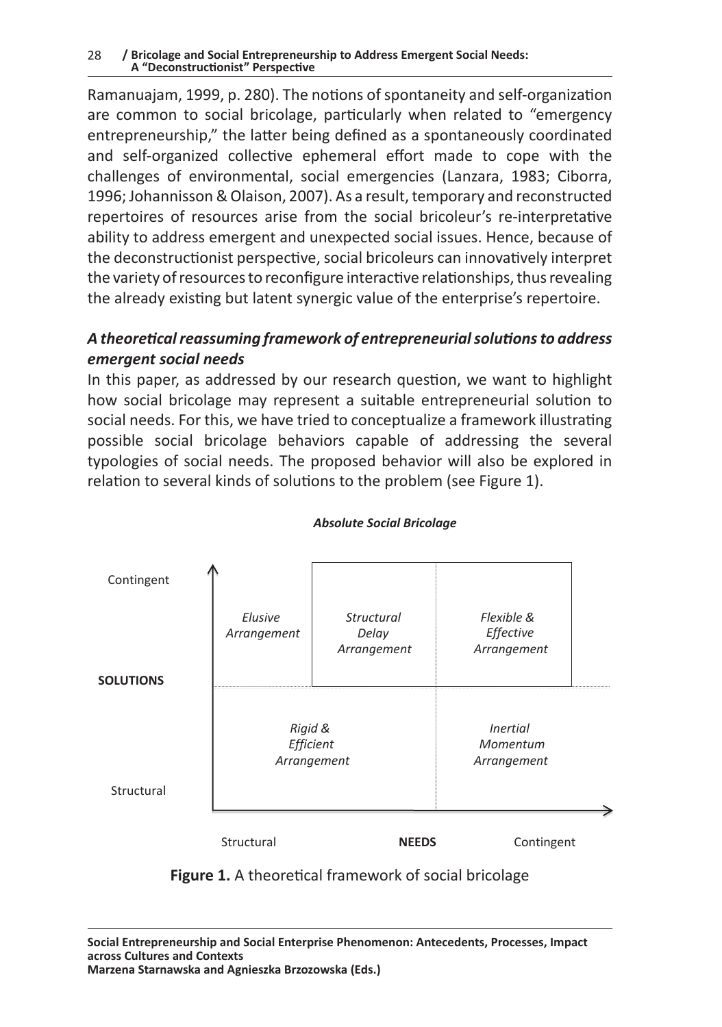Ramanuajam, 1999, p. 280). The notions of spontaneity and self-organization are common to social bricolage, particularly when related to "emergency entrepreneurship," the latter being defined as a spontaneously coordinated and self-organized collective ephemeral effort made to cope with the challenges of environmental, social emergencies (Lanzara, 1983; Ciborra, 1996; Johannisson & Olaison, 2007). As a result, temporary and reconstructed repertoires of resources arise from the social bricoleur's re-interpretative ability to address emergent and unexpected social issues. Hence, because of the deconstructionist perspective, social bricoleurs can innovatively interpret the variety of resources to reconfigure interactive relationships, thus revealing the already existing but latent synergic value of the enterprise's repertoire.

### *A theoretical reassuming framework of entrepreneurial solutions to address emergent social needs*

In this paper, as addressed by our research question, we want to highlight how social bricolage may represent a suitable entrepreneurial solution to social needs. For this, we have tried to conceptualize a framework illustrating possible social bricolage behaviors capable of addressing the several typologies of social needs. The proposed behavior will also be explored in relation to several kinds of solutions to the problem (see Figure 1).

*Absolute Social Bricolage*

Contingent

SOLUTIONS

Structural

*Elusive Arrangement*

*Structural Delay Arrangement*

*Flexible & Effective Arrangement*

*Rigid & Efficient Arrangement*

*Inertial Momentum Arrangement*

Structural

NEEDS

Contingent

**Figure 1.** A theoretical framework of social bricolage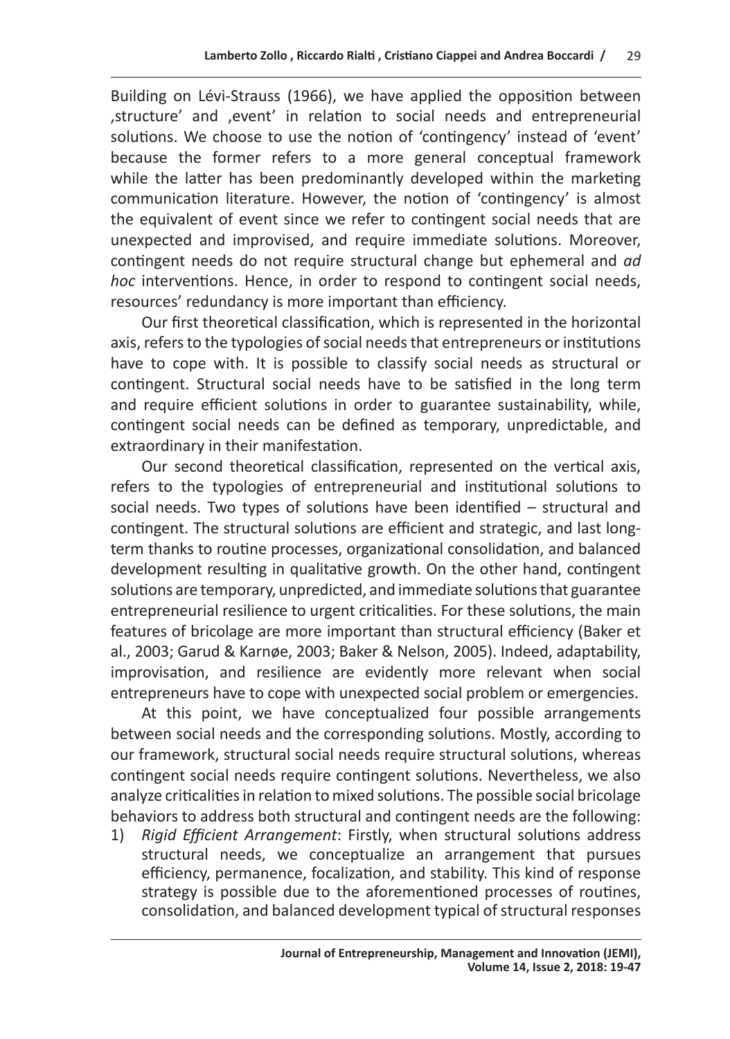Building on Lévi-Strauss (1966), we have applied the opposition between ‚structure' and ‚event' in relation to social needs and entrepreneurial solutions. We choose to use the notion of 'contingency' instead of 'event' because the former refers to a more general conceptual framework while the latter has been predominantly developed within the marketing communication literature. However, the notion of 'contingency' is almost the equivalent of event since we refer to contingent social needs that are unexpected and improvised, and require immediate solutions. Moreover, contingent needs do not require structural change but ephemeral and *ad hoc* interventions. Hence, in order to respond to contingent social needs, resources' redundancy is more important than efficiency.

Our first theoretical classification, which is represented in the horizontal axis, refers to the typologies of social needs that entrepreneurs or institutions have to cope with. It is possible to classify social needs as structural or contingent. Structural social needs have to be satisfied in the long term and require efficient solutions in order to guarantee sustainability, while, contingent social needs can be defined as temporary, unpredictable, and extraordinary in their manifestation.

Our second theoretical classification, represented on the vertical axis, refers to the typologies of entrepreneurial and institutional solutions to social needs. Two types of solutions have been identified – structural and contingent. The structural solutions are efficient and strategic, and last long-term thanks to routine processes, organizational consolidation, and balanced development resulting in qualitative growth. On the other hand, contingent solutions are temporary, unpredicted, and immediate solutions that guarantee entrepreneurial resilience to urgent criticalities. For these solutions, the main features of bricolage are more important than structural efficiency (Baker et al., 2003; Garud & Karnøe, 2003; Baker & Nelson, 2005). Indeed, adaptability, improvisation, and resilience are evidently more relevant when social entrepreneurs have to cope with unexpected social problem or emergencies.

At this point, we have conceptualized four possible arrangements between social needs and the corresponding solutions. Mostly, according to our framework, structural social needs require structural solutions, whereas contingent social needs require contingent solutions. Nevertheless, we also analyze criticalities in relation to mixed solutions. The possible social bricolage behaviors to address both structural and contingent needs are the following:

1) *Rigid Efficient Arrangement*: Firstly, when structural solutions address structural needs, we conceptualize an arrangement that pursues efficiency, permanence, focalization, and stability. This kind of response strategy is possible due to the aforementioned processes of routines, consolidation, and balanced development typical of structural responses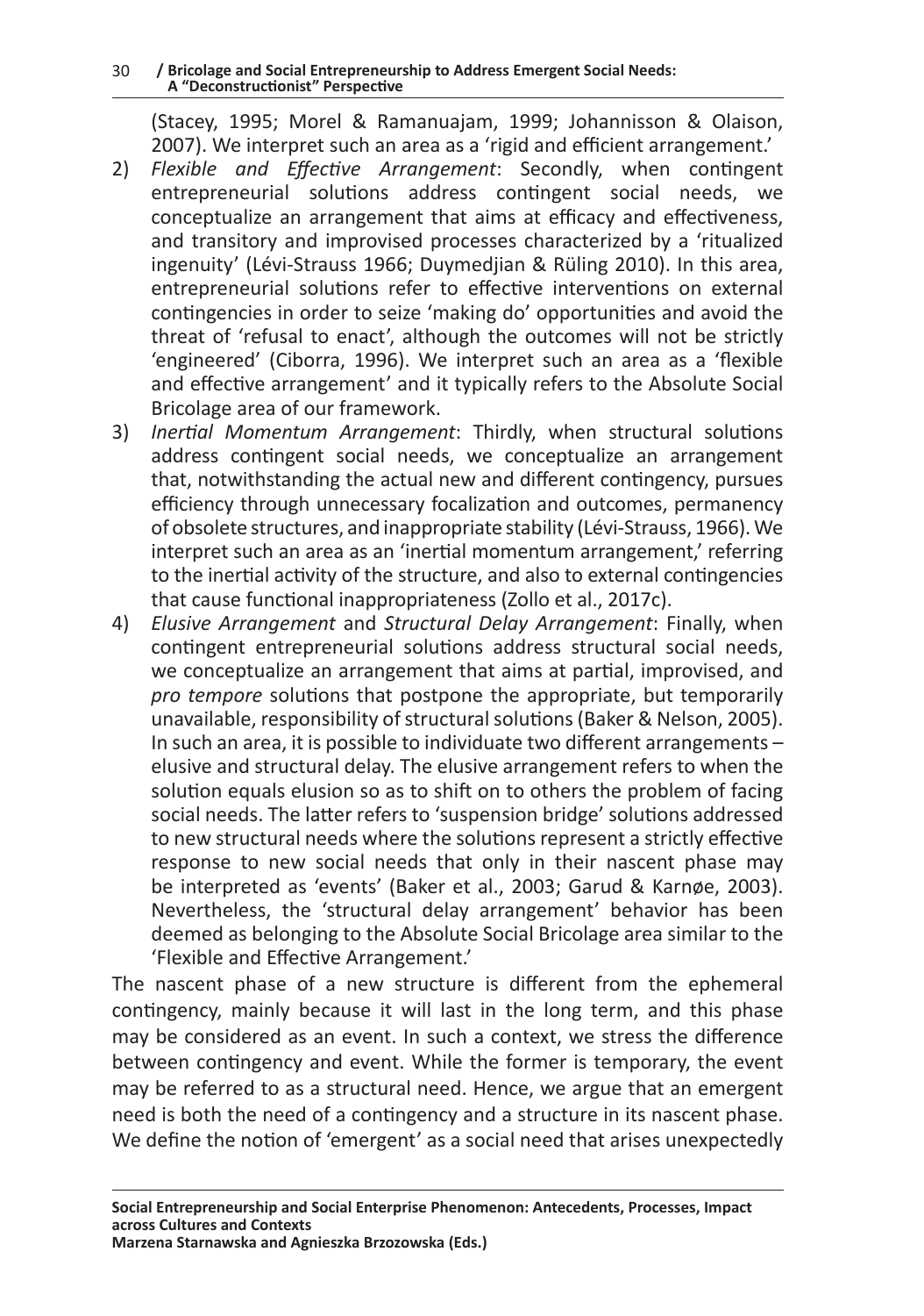(Stacey, 1995; Morel & Ramanuajam, 1999; Johannisson & Olaison, 2007). We interpret such an area as a 'rigid and efficient arrangement.'

2) *Flexible and Effective Arrangement*: Secondly, when contingent entrepreneurial solutions address contingent social needs, we conceptualize an arrangement that aims at efficacy and effectiveness, and transitory and improvised processes characterized by a 'ritualized ingenuity' (Lévi-Strauss 1966; Duymedjian & Rüling 2010). In this area, entrepreneurial solutions refer to effective interventions on external contingencies in order to seize 'making do' opportunities and avoid the threat of 'refusal to enact', although the outcomes will not be strictly 'engineered' (Ciborra, 1996). We interpret such an area as a 'flexible and effective arrangement' and it typically refers to the Absolute Social Bricolage area of our framework.
3) *Inertial Momentum Arrangement*: Thirdly, when structural solutions address contingent social needs, we conceptualize an arrangement that, notwithstanding the actual new and different contingency, pursues efficiency through unnecessary focalization and outcomes, permanency of obsolete structures, and inappropriate stability (Lévi-Strauss, 1966). We interpret such an area as an 'inertial momentum arrangement,' referring to the inertial activity of the structure, and also to external contingencies that cause functional inappropriateness (Zollo et al., 2017c).
4) *Elusive Arrangement* and *Structural Delay Arrangement*: Finally, when contingent entrepreneurial solutions address structural social needs, we conceptualize an arrangement that aims at partial, improvised, and *pro tempore* solutions that postpone the appropriate, but temporarily unavailable, responsibility of structural solutions (Baker & Nelson, 2005). In such an area, it is possible to individuate two different arrangements – elusive and structural delay. The elusive arrangement refers to when the solution equals elusion so as to shift on to others the problem of facing social needs. The latter refers to 'suspension bridge' solutions addressed to new structural needs where the solutions represent a strictly effective response to new social needs that only in their nascent phase may be interpreted as 'events' (Baker et al., 2003; Garud & Karnøe, 2003). Nevertheless, the 'structural delay arrangement' behavior has been deemed as belonging to the Absolute Social Bricolage area similar to the 'Flexible and Effective Arrangement.'

The nascent phase of a new structure is different from the ephemeral contingency, mainly because it will last in the long term, and this phase may be considered as an event. In such a context, we stress the difference between contingency and event. While the former is temporary, the event may be referred to as a structural need. Hence, we argue that an emergent need is both the need of a contingency and a structure in its nascent phase. We define the notion of 'emergent' as a social need that arises unexpectedly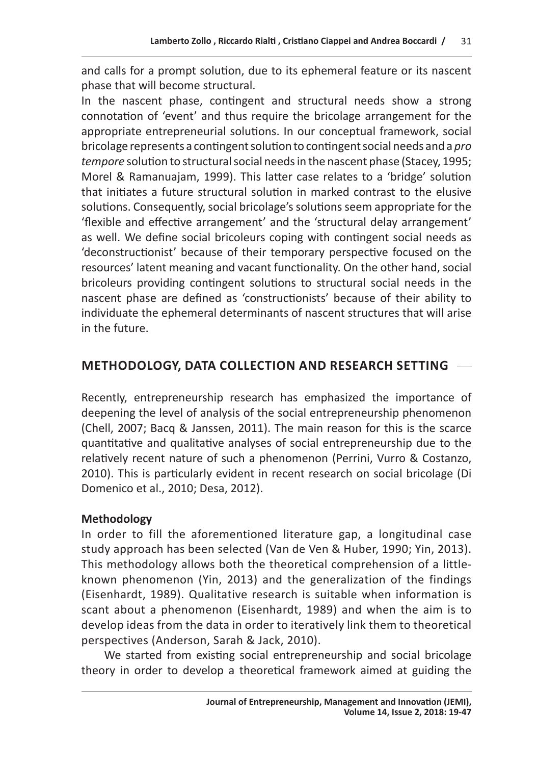and calls for a prompt solution, due to its ephemeral feature or its nascent phase that will become structural.

In the nascent phase, contingent and structural needs show a strong connotation of 'event' and thus require the bricolage arrangement for the appropriate entrepreneurial solutions. In our conceptual framework, social bricolage represents a contingent solution to contingent social needs and a *pro tempore* solution to structural social needs in the nascent phase (Stacey, 1995; Morel & Ramanuajam, 1999). This latter case relates to a 'bridge' solution that initiates a future structural solution in marked contrast to the elusive solutions. Consequently, social bricolage's solutions seem appropriate for the 'flexible and effective arrangement' and the 'structural delay arrangement' as well. We define social bricoleurs coping with contingent social needs as 'deconstructionist' because of their temporary perspective focused on the resources' latent meaning and vacant functionality. On the other hand, social bricoleurs providing contingent solutions to structural social needs in the nascent phase are defined as 'constructionists' because of their ability to individuate the ephemeral determinants of nascent structures that will arise in the future.

## METHODOLOGY, DATA COLLECTION AND RESEARCH SETTING

Recently, entrepreneurship research has emphasized the importance of deepening the level of analysis of the social entrepreneurship phenomenon (Chell, 2007; Bacq & Janssen, 2011). The main reason for this is the scarce quantitative and qualitative analyses of social entrepreneurship due to the relatively recent nature of such a phenomenon (Perrini, Vurro & Costanzo, 2010). This is particularly evident in recent research on social bricolage (Di Domenico et al., 2010; Desa, 2012).

### Methodology

In order to fill the aforementioned literature gap, a longitudinal case study approach has been selected (Van de Ven & Huber, 1990; Yin, 2013). This methodology allows both the theoretical comprehension of a little-known phenomenon (Yin, 2013) and the generalization of the findings (Eisenhardt, 1989). Qualitative research is suitable when information is scant about a phenomenon (Eisenhardt, 1989) and when the aim is to develop ideas from the data in order to iteratively link them to theoretical perspectives (Anderson, Sarah & Jack, 2010).

We started from existing social entrepreneurship and social bricolage theory in order to develop a theoretical framework aimed at guiding the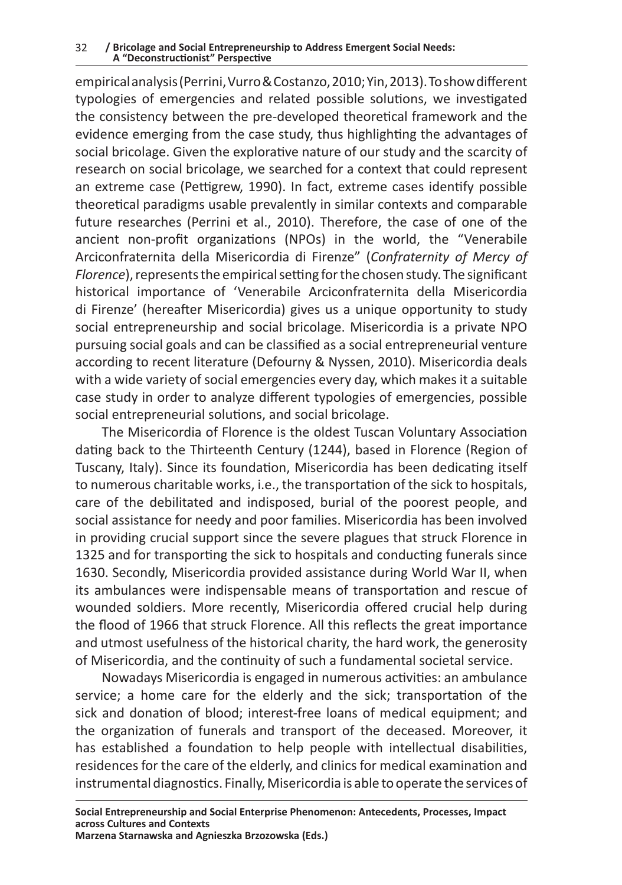empirical analysis (Perrini, Vurro & Costanzo, 2010; Yin, 2013). To show different typologies of emergencies and related possible solutions, we investigated the consistency between the pre-developed theoretical framework and the evidence emerging from the case study, thus highlighting the advantages of social bricolage. Given the explorative nature of our study and the scarcity of research on social bricolage, we searched for a context that could represent an extreme case (Pettigrew, 1990). In fact, extreme cases identify possible theoretical paradigms usable prevalently in similar contexts and comparable future researches (Perrini et al., 2010). Therefore, the case of one of the ancient non-profit organizations (NPOs) in the world, the "Venerabile Arciconfraternita della Misericordia di Firenze" (*Confraternity of Mercy of Florence*), represents the empirical setting for the chosen study. The significant historical importance of 'Venerabile Arciconfraternita della Misericordia di Firenze' (hereafter Misericordia) gives us a unique opportunity to study social entrepreneurship and social bricolage. Misericordia is a private NPO pursuing social goals and can be classified as a social entrepreneurial venture according to recent literature (Defourny & Nyssen, 2010). Misericordia deals with a wide variety of social emergencies every day, which makes it a suitable case study in order to analyze different typologies of emergencies, possible social entrepreneurial solutions, and social bricolage.

The Misericordia of Florence is the oldest Tuscan Voluntary Association dating back to the Thirteenth Century (1244), based in Florence (Region of Tuscany, Italy). Since its foundation, Misericordia has been dedicating itself to numerous charitable works, i.e., the transportation of the sick to hospitals, care of the debilitated and indisposed, burial of the poorest people, and social assistance for needy and poor families. Misericordia has been involved in providing crucial support since the severe plagues that struck Florence in 1325 and for transporting the sick to hospitals and conducting funerals since 1630. Secondly, Misericordia provided assistance during World War II, when its ambulances were indispensable means of transportation and rescue of wounded soldiers. More recently, Misericordia offered crucial help during the flood of 1966 that struck Florence. All this reflects the great importance and utmost usefulness of the historical charity, the hard work, the generosity of Misericordia, and the continuity of such a fundamental societal service.

Nowadays Misericordia is engaged in numerous activities: an ambulance service; a home care for the elderly and the sick; transportation of the sick and donation of blood; interest-free loans of medical equipment; and the organization of funerals and transport of the deceased. Moreover, it has established a foundation to help people with intellectual disabilities, residences for the care of the elderly, and clinics for medical examination and instrumental diagnostics. Finally, Misericordia is able to operate the services of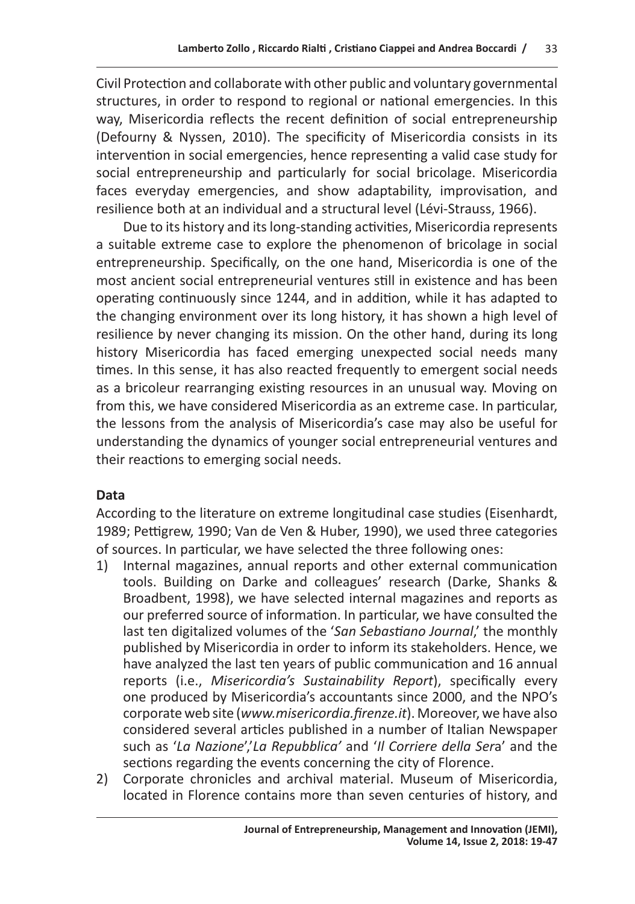Civil Protection and collaborate with other public and voluntary governmental structures, in order to respond to regional or national emergencies. In this way, Misericordia reflects the recent definition of social entrepreneurship (Defourny & Nyssen, 2010). The specificity of Misericordia consists in its intervention in social emergencies, hence representing a valid case study for social entrepreneurship and particularly for social bricolage. Misericordia faces everyday emergencies, and show adaptability, improvisation, and resilience both at an individual and a structural level (Lévi-Strauss, 1966).

Due to its history and its long-standing activities, Misericordia represents a suitable extreme case to explore the phenomenon of bricolage in social entrepreneurship. Specifically, on the one hand, Misericordia is one of the most ancient social entrepreneurial ventures still in existence and has been operating continuously since 1244, and in addition, while it has adapted to the changing environment over its long history, it has shown a high level of resilience by never changing its mission. On the other hand, during its long history Misericordia has faced emerging unexpected social needs many times. In this sense, it has also reacted frequently to emergent social needs as a bricoleur rearranging existing resources in an unusual way. Moving on from this, we have considered Misericordia as an extreme case. In particular, the lessons from the analysis of Misericordia's case may also be useful for understanding the dynamics of younger social entrepreneurial ventures and their reactions to emerging social needs.

### Data

According to the literature on extreme longitudinal case studies (Eisenhardt, 1989; Pettigrew, 1990; Van de Ven & Huber, 1990), we used three categories of sources. In particular, we have selected the three following ones:

1) Internal magazines, annual reports and other external communication tools. Building on Darke and colleagues' research (Darke, Shanks & Broadbent, 1998), we have selected internal magazines and reports as our preferred source of information. In particular, we have consulted the last ten digitalized volumes of the '*San Sebastiano Journal*,' the monthly published by Misericordia in order to inform its stakeholders. Hence, we have analyzed the last ten years of public communication and 16 annual reports (i.e., *Misericordia's Sustainability Report*), specifically every one produced by Misericordia's accountants since 2000, and the NPO's corporate web site (*www.misericordia.firenze.it*). Moreover, we have also considered several articles published in a number of Italian Newspaper such as '*La Nazione*','*La Repubblica'* and '*Il Corriere della Ser*a' and the sections regarding the events concerning the city of Florence.
2) Corporate chronicles and archival material. Museum of Misericordia, located in Florence contains more than seven centuries of history, and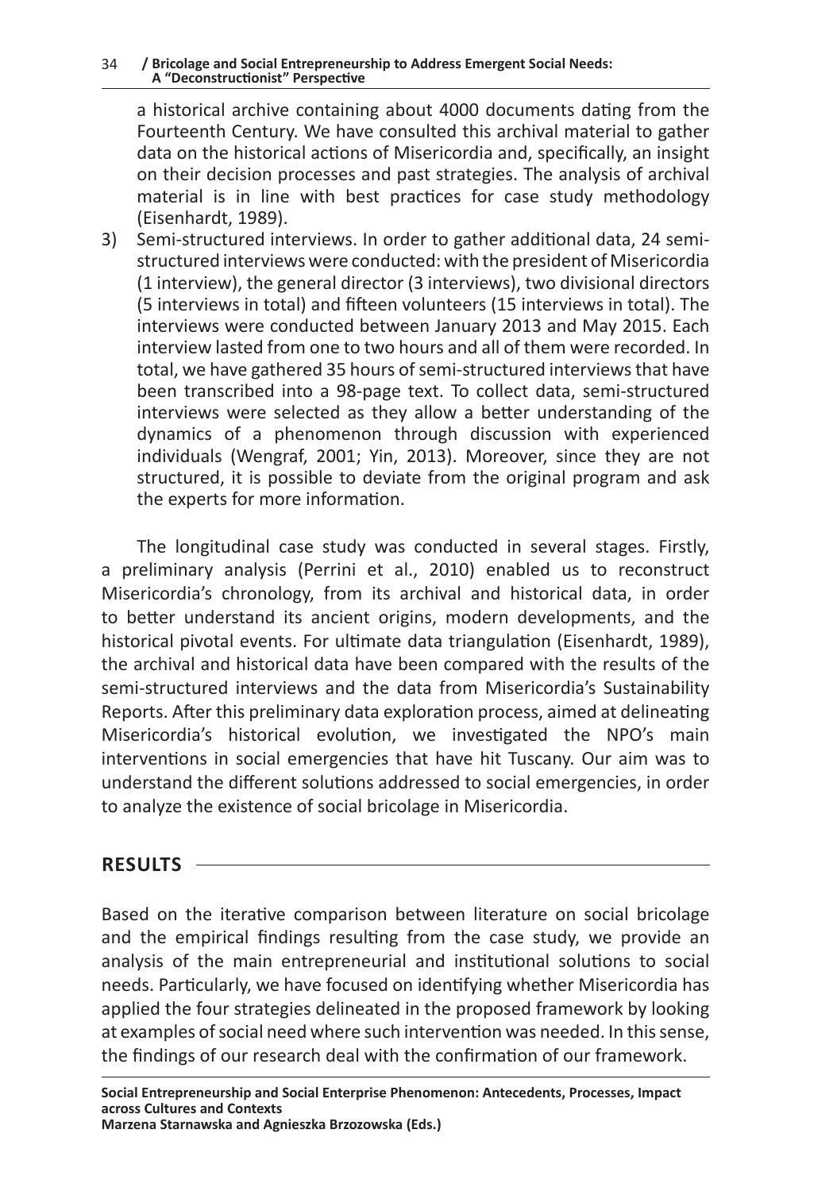a historical archive containing about 4000 documents dating from the Fourteenth Century. We have consulted this archival material to gather data on the historical actions of Misericordia and, specifically, an insight on their decision processes and past strategies. The analysis of archival material is in line with best practices for case study methodology (Eisenhardt, 1989).

3) Semi-structured interviews. In order to gather additional data, 24 semi-structured interviews were conducted: with the president of Misericordia (1 interview), the general director (3 interviews), two divisional directors (5 interviews in total) and fifteen volunteers (15 interviews in total). The interviews were conducted between January 2013 and May 2015. Each interview lasted from one to two hours and all of them were recorded. In total, we have gathered 35 hours of semi-structured interviews that have been transcribed into a 98-page text. To collect data, semi-structured interviews were selected as they allow a better understanding of the dynamics of a phenomenon through discussion with experienced individuals (Wengraf, 2001; Yin, 2013). Moreover, since they are not structured, it is possible to deviate from the original program and ask the experts for more information.

The longitudinal case study was conducted in several stages. Firstly, a preliminary analysis (Perrini et al., 2010) enabled us to reconstruct Misericordia's chronology, from its archival and historical data, in order to better understand its ancient origins, modern developments, and the historical pivotal events. For ultimate data triangulation (Eisenhardt, 1989), the archival and historical data have been compared with the results of the semi-structured interviews and the data from Misericordia's Sustainability Reports. After this preliminary data exploration process, aimed at delineating Misericordia's historical evolution, we investigated the NPO's main interventions in social emergencies that have hit Tuscany. Our aim was to understand the different solutions addressed to social emergencies, in order to analyze the existence of social bricolage in Misericordia.

## RESULTS

Based on the iterative comparison between literature on social bricolage and the empirical findings resulting from the case study, we provide an analysis of the main entrepreneurial and institutional solutions to social needs. Particularly, we have focused on identifying whether Misericordia has applied the four strategies delineated in the proposed framework by looking at examples of social need where such intervention was needed. In this sense, the findings of our research deal with the confirmation of our framework.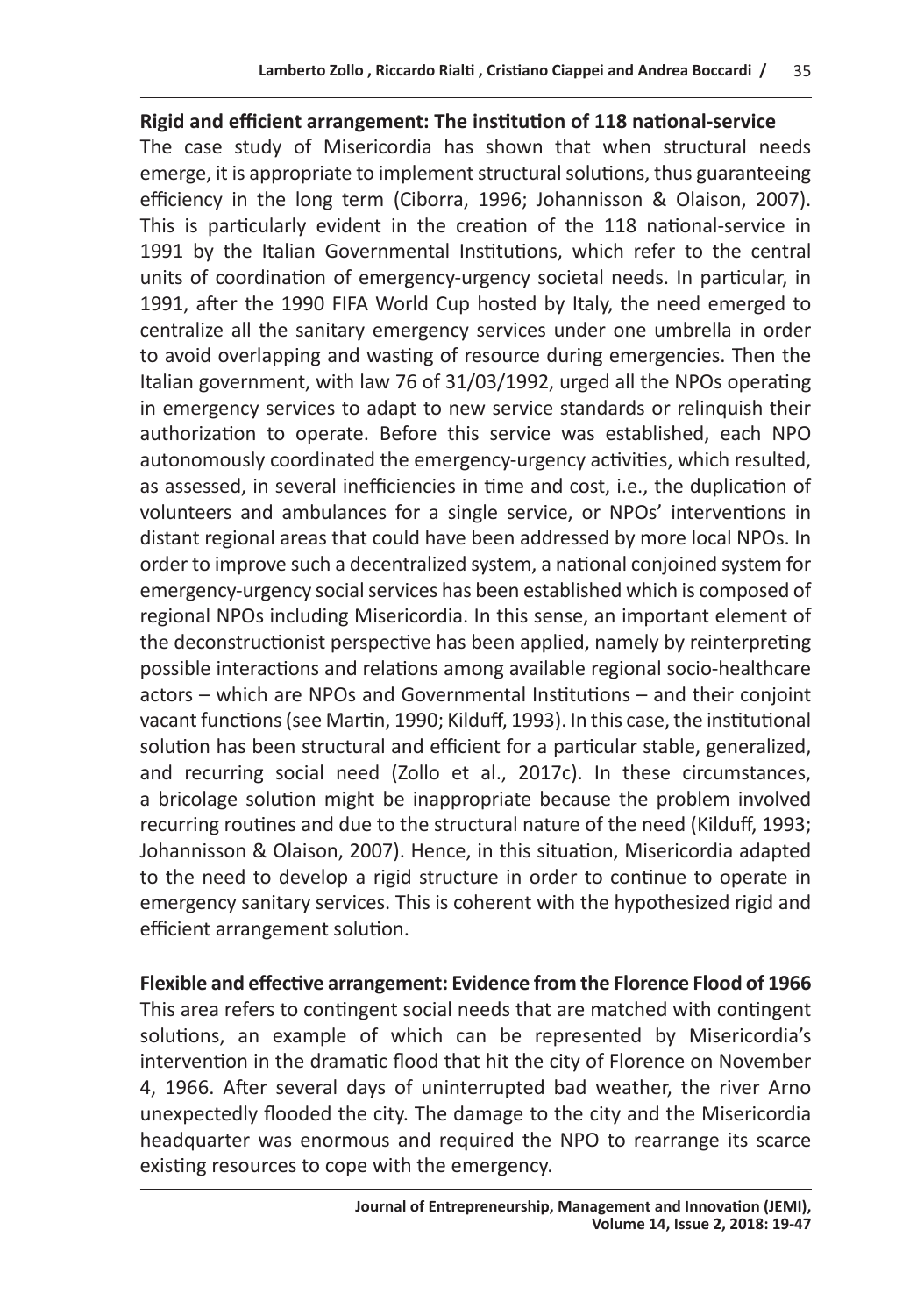### Rigid and efficient arrangement: The institution of 118 national-service

The case study of Misericordia has shown that when structural needs emerge, it is appropriate to implement structural solutions, thus guaranteeing efficiency in the long term (Ciborra, 1996; Johannisson & Olaison, 2007). This is particularly evident in the creation of the 118 national-service in 1991 by the Italian Governmental Institutions, which refer to the central units of coordination of emergency-urgency societal needs. In particular, in 1991, after the 1990 FIFA World Cup hosted by Italy, the need emerged to centralize all the sanitary emergency services under one umbrella in order to avoid overlapping and wasting of resource during emergencies. Then the Italian government, with law 76 of 31/03/1992, urged all the NPOs operating in emergency services to adapt to new service standards or relinquish their authorization to operate. Before this service was established, each NPO autonomously coordinated the emergency-urgency activities, which resulted, as assessed, in several inefficiencies in time and cost, i.e., the duplication of volunteers and ambulances for a single service, or NPOs' interventions in distant regional areas that could have been addressed by more local NPOs. In order to improve such a decentralized system, a national conjoined system for emergency-urgency social services has been established which is composed of regional NPOs including Misericordia. In this sense, an important element of the deconstructionist perspective has been applied, namely by reinterpreting possible interactions and relations among available regional socio-healthcare actors – which are NPOs and Governmental Institutions – and their conjoint vacant functions (see Martin, 1990; Kilduff, 1993). In this case, the institutional solution has been structural and efficient for a particular stable, generalized, and recurring social need (Zollo et al., 2017c). In these circumstances, a bricolage solution might be inappropriate because the problem involved recurring routines and due to the structural nature of the need (Kilduff, 1993; Johannisson & Olaison, 2007). Hence, in this situation, Misericordia adapted to the need to develop a rigid structure in order to continue to operate in emergency sanitary services. This is coherent with the hypothesized rigid and efficient arrangement solution.

### Flexible and effective arrangement: Evidence from the Florence Flood of 1966

This area refers to contingent social needs that are matched with contingent solutions, an example of which can be represented by Misericordia's intervention in the dramatic flood that hit the city of Florence on November 4, 1966. After several days of uninterrupted bad weather, the river Arno unexpectedly flooded the city. The damage to the city and the Misericordia headquarter was enormous and required the NPO to rearrange its scarce existing resources to cope with the emergency.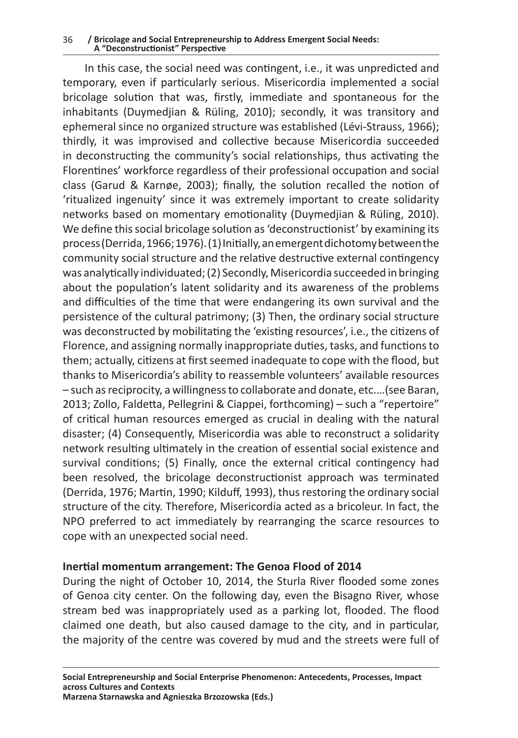In this case, the social need was contingent, i.e., it was unpredicted and temporary, even if particularly serious. Misericordia implemented a social bricolage solution that was, firstly, immediate and spontaneous for the inhabitants (Duymedjian & Rüling, 2010); secondly, it was transitory and ephemeral since no organized structure was established (Lévi-Strauss, 1966); thirdly, it was improvised and collective because Misericordia succeeded in deconstructing the community's social relationships, thus activating the Florentines' workforce regardless of their professional occupation and social class (Garud & Karnøe, 2003); finally, the solution recalled the notion of 'ritualized ingenuity' since it was extremely important to create solidarity networks based on momentary emotionality (Duymedjian & Rüling, 2010). We define this social bricolage solution as 'deconstructionist' by examining its process (Derrida, 1966; 1976). (1) Initially, an emergent dichotomy between the community social structure and the relative destructive external contingency was analytically individuated; (2) Secondly, Misericordia succeeded in bringing about the population's latent solidarity and its awareness of the problems and difficulties of the time that were endangering its own survival and the persistence of the cultural patrimony; (3) Then, the ordinary social structure was deconstructed by mobilitating the 'existing resources', i.e., the citizens of Florence, and assigning normally inappropriate duties, tasks, and functions to them; actually, citizens at first seemed inadequate to cope with the flood, but thanks to Misericordia's ability to reassemble volunteers' available resources – such as reciprocity, a willingness to collaborate and donate, etc.…(see Baran, 2013; Zollo, Faldetta, Pellegrini & Ciappei, forthcoming) – such a "repertoire" of critical human resources emerged as crucial in dealing with the natural disaster; (4) Consequently, Misericordia was able to reconstruct a solidarity network resulting ultimately in the creation of essential social existence and survival conditions; (5) Finally, once the external critical contingency had been resolved, the bricolage deconstructionist approach was terminated (Derrida, 1976; Martin, 1990; Kilduff, 1993), thus restoring the ordinary social structure of the city. Therefore, Misericordia acted as a bricoleur. In fact, the NPO preferred to act immediately by rearranging the scarce resources to cope with an unexpected social need.

**Inertial momentum arrangement: The Genoa Flood of 2014**

During the night of October 10, 2014, the Sturla River flooded some zones of Genoa city center. On the following day, even the Bisagno River, whose stream bed was inappropriately used as a parking lot, flooded. The flood claimed one death, but also caused damage to the city, and in particular, the majority of the centre was covered by mud and the streets were full of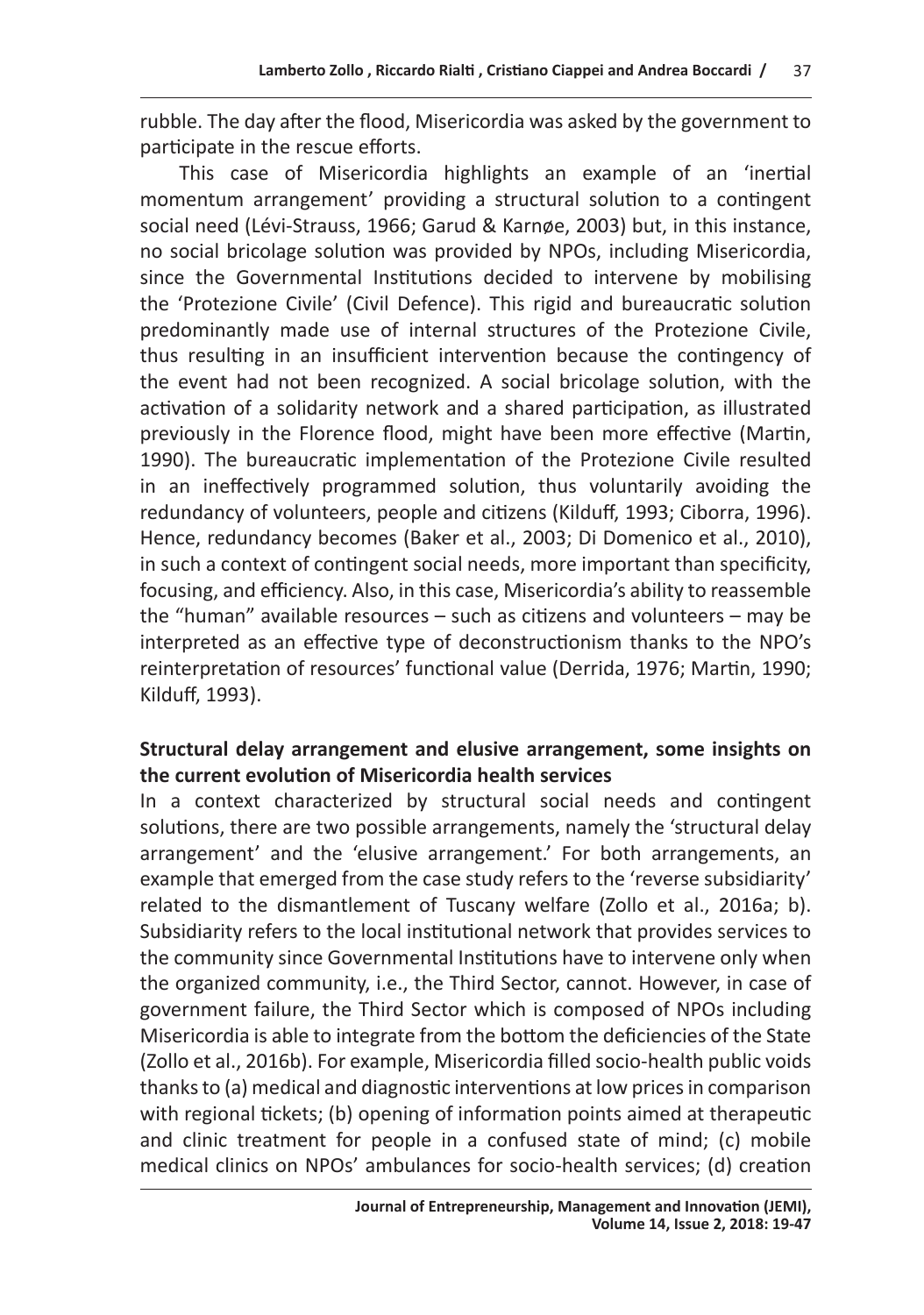rubble. The day after the flood, Misericordia was asked by the government to participate in the rescue efforts.

This case of Misericordia highlights an example of an 'inertial momentum arrangement' providing a structural solution to a contingent social need (Lévi-Strauss, 1966; Garud & Karnøe, 2003) but, in this instance, no social bricolage solution was provided by NPOs, including Misericordia, since the Governmental Institutions decided to intervene by mobilising the 'Protezione Civile' (Civil Defence). This rigid and bureaucratic solution predominantly made use of internal structures of the Protezione Civile, thus resulting in an insufficient intervention because the contingency of the event had not been recognized. A social bricolage solution, with the activation of a solidarity network and a shared participation, as illustrated previously in the Florence flood, might have been more effective (Martin, 1990). The bureaucratic implementation of the Protezione Civile resulted in an ineffectively programmed solution, thus voluntarily avoiding the redundancy of volunteers, people and citizens (Kilduff, 1993; Ciborra, 1996). Hence, redundancy becomes (Baker et al., 2003; Di Domenico et al., 2010), in such a context of contingent social needs, more important than specificity, focusing, and efficiency. Also, in this case, Misericordia's ability to reassemble the "human" available resources – such as citizens and volunteers – may be interpreted as an effective type of deconstructionism thanks to the NPO's reinterpretation of resources' functional value (Derrida, 1976; Martin, 1990; Kilduff, 1993).

## Structural delay arrangement and elusive arrangement, some insights on the current evolution of Misericordia health services

In a context characterized by structural social needs and contingent solutions, there are two possible arrangements, namely the 'structural delay arrangement' and the 'elusive arrangement.' For both arrangements, an example that emerged from the case study refers to the 'reverse subsidiarity' related to the dismantlement of Tuscany welfare (Zollo et al., 2016a; b). Subsidiarity refers to the local institutional network that provides services to the community since Governmental Institutions have to intervene only when the organized community, i.e., the Third Sector, cannot. However, in case of government failure, the Third Sector which is composed of NPOs including Misericordia is able to integrate from the bottom the deficiencies of the State (Zollo et al., 2016b). For example, Misericordia filled socio-health public voids thanks to (a) medical and diagnostic interventions at low prices in comparison with regional tickets; (b) opening of information points aimed at therapeutic and clinic treatment for people in a confused state of mind; (c) mobile medical clinics on NPOs' ambulances for socio-health services; (d) creation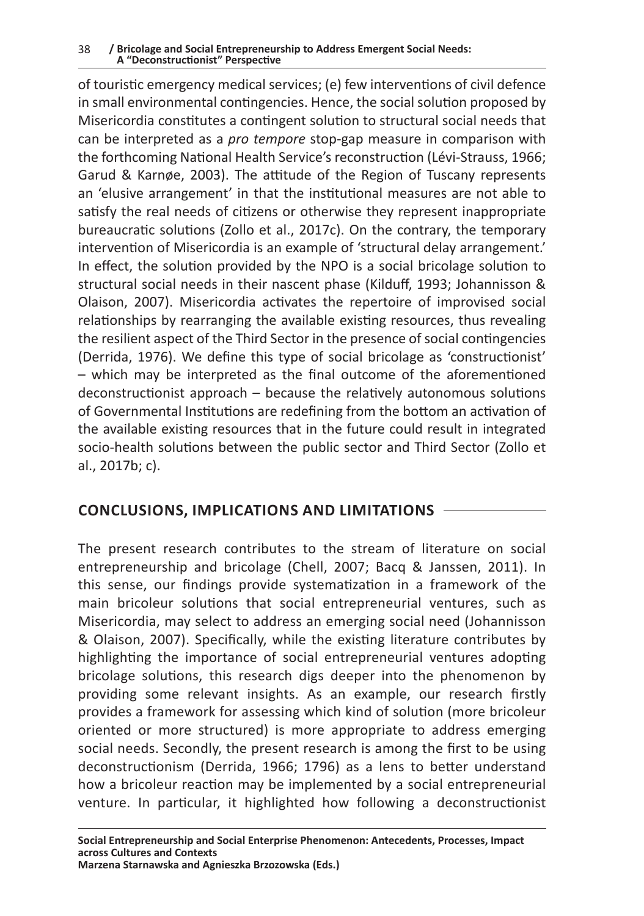of touristic emergency medical services; (e) few interventions of civil defence in small environmental contingencies. Hence, the social solution proposed by Misericordia constitutes a contingent solution to structural social needs that can be interpreted as a *pro tempore* stop-gap measure in comparison with the forthcoming National Health Service's reconstruction (Lévi-Strauss, 1966; Garud & Karnøe, 2003). The attitude of the Region of Tuscany represents an 'elusive arrangement' in that the institutional measures are not able to satisfy the real needs of citizens or otherwise they represent inappropriate bureaucratic solutions (Zollo et al., 2017c). On the contrary, the temporary intervention of Misericordia is an example of 'structural delay arrangement.' In effect, the solution provided by the NPO is a social bricolage solution to structural social needs in their nascent phase (Kilduff, 1993; Johannisson & Olaison, 2007). Misericordia activates the repertoire of improvised social relationships by rearranging the available existing resources, thus revealing the resilient aspect of the Third Sector in the presence of social contingencies (Derrida, 1976). We define this type of social bricolage as 'constructionist' – which may be interpreted as the final outcome of the aforementioned deconstructionist approach – because the relatively autonomous solutions of Governmental Institutions are redefining from the bottom an activation of the available existing resources that in the future could result in integrated socio-health solutions between the public sector and Third Sector (Zollo et al., 2017b; c).

## CONCLUSIONS, IMPLICATIONS AND LIMITATIONS

The present research contributes to the stream of literature on social entrepreneurship and bricolage (Chell, 2007; Bacq & Janssen, 2011). In this sense, our findings provide systematization in a framework of the main bricoleur solutions that social entrepreneurial ventures, such as Misericordia, may select to address an emerging social need (Johannisson & Olaison, 2007). Specifically, while the existing literature contributes by highlighting the importance of social entrepreneurial ventures adopting bricolage solutions, this research digs deeper into the phenomenon by providing some relevant insights. As an example, our research firstly provides a framework for assessing which kind of solution (more bricoleur oriented or more structured) is more appropriate to address emerging social needs. Secondly, the present research is among the first to be using deconstructionism (Derrida, 1966; 1796) as a lens to better understand how a bricoleur reaction may be implemented by a social entrepreneurial venture. In particular, it highlighted how following a deconstructionist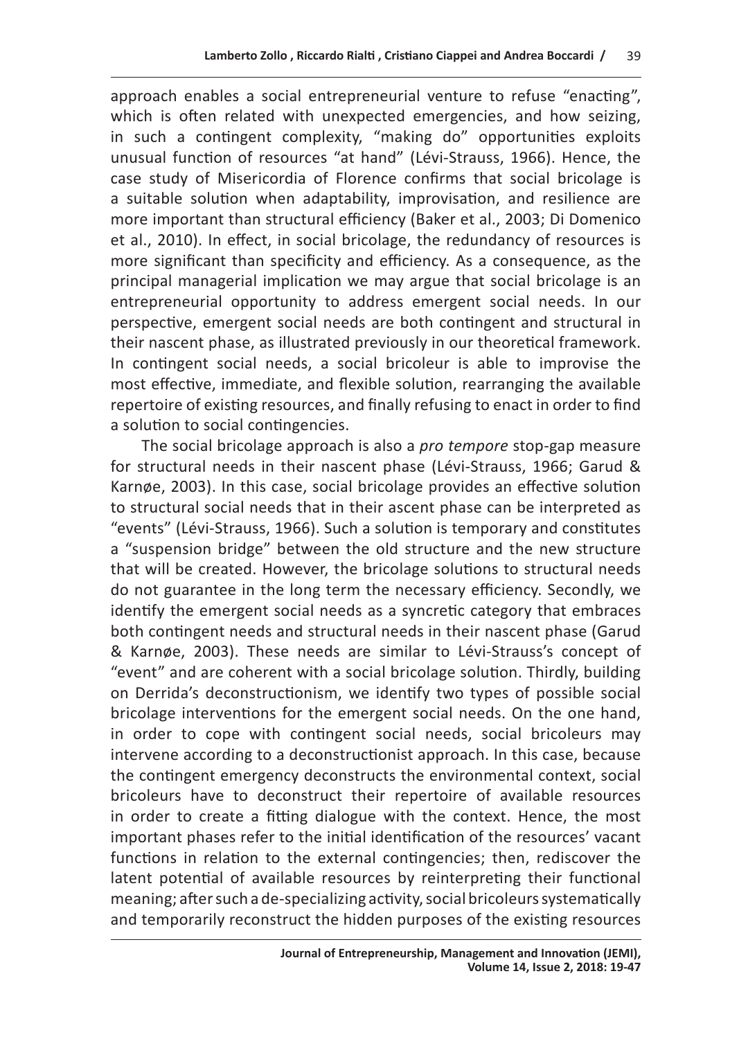approach enables a social entrepreneurial venture to refuse "enacting", which is often related with unexpected emergencies, and how seizing, in such a contingent complexity, "making do" opportunities exploits unusual function of resources "at hand" (Lévi-Strauss, 1966). Hence, the case study of Misericordia of Florence confirms that social bricolage is a suitable solution when adaptability, improvisation, and resilience are more important than structural efficiency (Baker et al., 2003; Di Domenico et al., 2010). In effect, in social bricolage, the redundancy of resources is more significant than specificity and efficiency. As a consequence, as the principal managerial implication we may argue that social bricolage is an entrepreneurial opportunity to address emergent social needs. In our perspective, emergent social needs are both contingent and structural in their nascent phase, as illustrated previously in our theoretical framework. In contingent social needs, a social bricoleur is able to improvise the most effective, immediate, and flexible solution, rearranging the available repertoire of existing resources, and finally refusing to enact in order to find a solution to social contingencies.

The social bricolage approach is also a *pro tempore* stop-gap measure for structural needs in their nascent phase (Lévi-Strauss, 1966; Garud & Karnøe, 2003). In this case, social bricolage provides an effective solution to structural social needs that in their ascent phase can be interpreted as "events" (Lévi-Strauss, 1966). Such a solution is temporary and constitutes a "suspension bridge" between the old structure and the new structure that will be created. However, the bricolage solutions to structural needs do not guarantee in the long term the necessary efficiency. Secondly, we identify the emergent social needs as a syncretic category that embraces both contingent needs and structural needs in their nascent phase (Garud & Karnøe, 2003). These needs are similar to Lévi-Strauss's concept of "event" and are coherent with a social bricolage solution. Thirdly, building on Derrida's deconstructionism, we identify two types of possible social bricolage interventions for the emergent social needs. On the one hand, in order to cope with contingent social needs, social bricoleurs may intervene according to a deconstructionist approach. In this case, because the contingent emergency deconstructs the environmental context, social bricoleurs have to deconstruct their repertoire of available resources in order to create a fitting dialogue with the context. Hence, the most important phases refer to the initial identification of the resources' vacant functions in relation to the external contingencies; then, rediscover the latent potential of available resources by reinterpreting their functional meaning; after such a de-specializing activity, social bricoleurs systematically and temporarily reconstruct the hidden purposes of the existing resources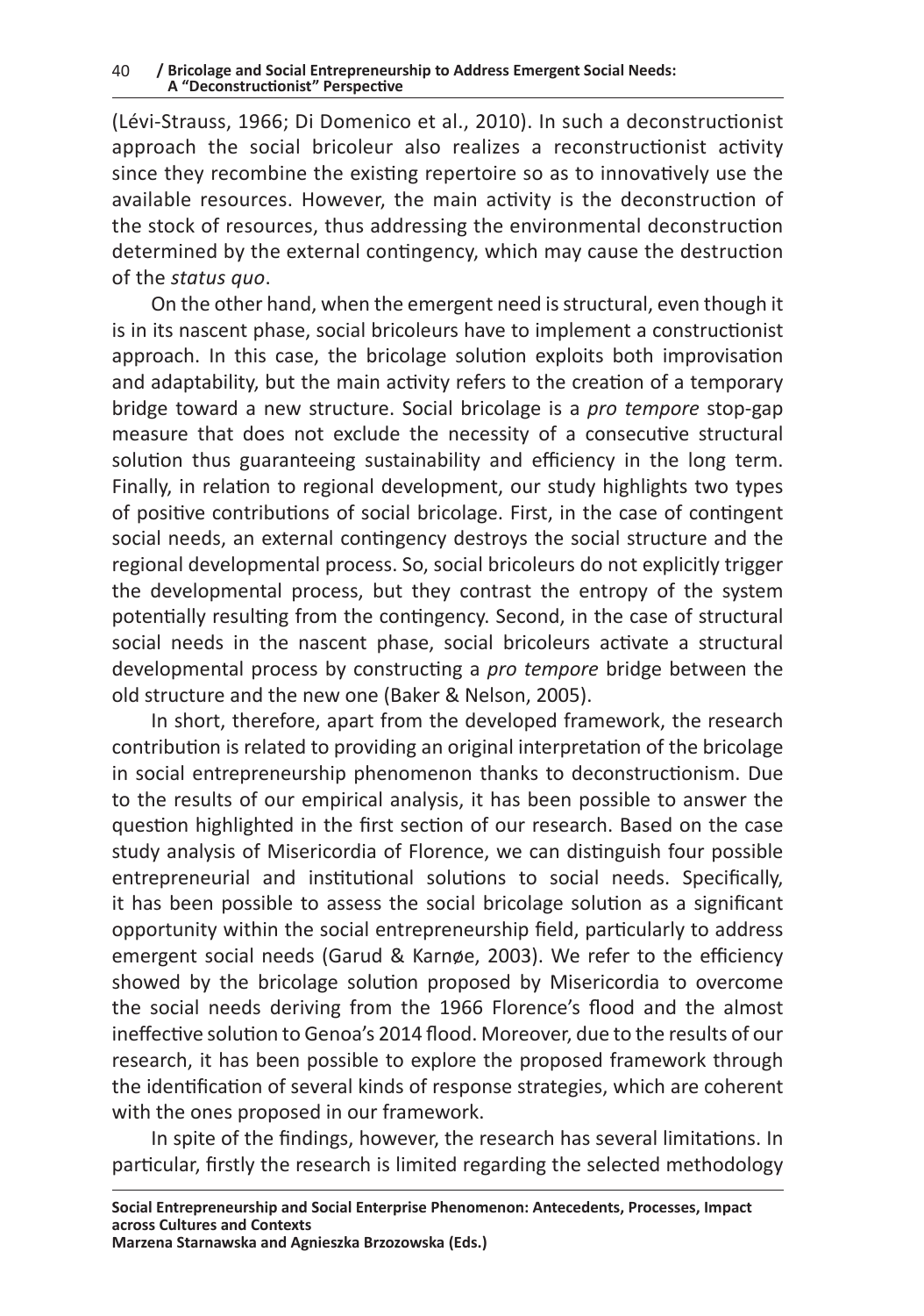(Lévi-Strauss, 1966; Di Domenico et al., 2010). In such a deconstructionist approach the social bricoleur also realizes a reconstructionist activity since they recombine the existing repertoire so as to innovatively use the available resources. However, the main activity is the deconstruction of the stock of resources, thus addressing the environmental deconstruction determined by the external contingency, which may cause the destruction of the *status quo*.

On the other hand, when the emergent need is structural, even though it is in its nascent phase, social bricoleurs have to implement a constructionist approach. In this case, the bricolage solution exploits both improvisation and adaptability, but the main activity refers to the creation of a temporary bridge toward a new structure. Social bricolage is a *pro tempore* stop-gap measure that does not exclude the necessity of a consecutive structural solution thus guaranteeing sustainability and efficiency in the long term. Finally, in relation to regional development, our study highlights two types of positive contributions of social bricolage. First, in the case of contingent social needs, an external contingency destroys the social structure and the regional developmental process. So, social bricoleurs do not explicitly trigger the developmental process, but they contrast the entropy of the system potentially resulting from the contingency. Second, in the case of structural social needs in the nascent phase, social bricoleurs activate a structural developmental process by constructing a *pro tempore* bridge between the old structure and the new one (Baker & Nelson, 2005).

In short, therefore, apart from the developed framework, the research contribution is related to providing an original interpretation of the bricolage in social entrepreneurship phenomenon thanks to deconstructionism. Due to the results of our empirical analysis, it has been possible to answer the question highlighted in the first section of our research. Based on the case study analysis of Misericordia of Florence, we can distinguish four possible entrepreneurial and institutional solutions to social needs. Specifically, it has been possible to assess the social bricolage solution as a significant opportunity within the social entrepreneurship field, particularly to address emergent social needs (Garud & Karnøe, 2003). We refer to the efficiency showed by the bricolage solution proposed by Misericordia to overcome the social needs deriving from the 1966 Florence's flood and the almost ineffective solution to Genoa's 2014 flood. Moreover, due to the results of our research, it has been possible to explore the proposed framework through the identification of several kinds of response strategies, which are coherent with the ones proposed in our framework.

In spite of the findings, however, the research has several limitations. In particular, firstly the research is limited regarding the selected methodology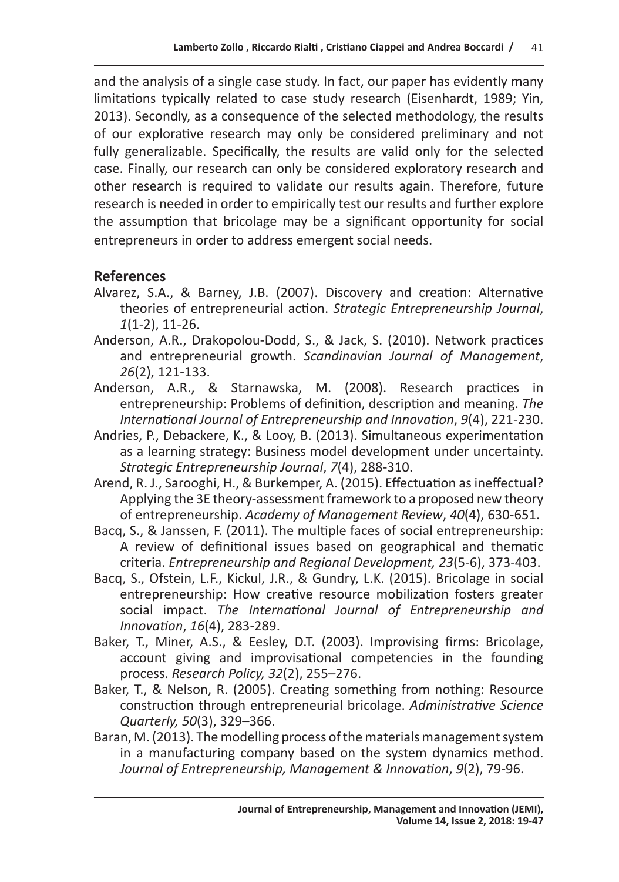and the analysis of a single case study. In fact, our paper has evidently many limitations typically related to case study research (Eisenhardt, 1989; Yin, 2013). Secondly, as a consequence of the selected methodology, the results of our explorative research may only be considered preliminary and not fully generalizable. Specifically, the results are valid only for the selected case. Finally, our research can only be considered exploratory research and other research is required to validate our results again. Therefore, future research is needed in order to empirically test our results and further explore the assumption that bricolage may be a significant opportunity for social entrepreneurs in order to address emergent social needs.

## References

Alvarez, S.A., & Barney, J.B. (2007). Discovery and creation: Alternative theories of entrepreneurial action. *Strategic Entrepreneurship Journal*, *1*(1-2), 11-26.

Anderson, A.R., Drakopolou-Dodd, S., & Jack, S. (2010). Network practices and entrepreneurial growth. *Scandinavian Journal of Management*, *26*(2), 121-133.

Anderson, A.R., & Starnawska, M. (2008). Research practices in entrepreneurship: Problems of definition, description and meaning. *The International Journal of Entrepreneurship and Innovation*, *9*(4), 221-230.

Andries, P., Debackere, K., & Looy, B. (2013). Simultaneous experimentation as a learning strategy: Business model development under uncertainty. *Strategic Entrepreneurship Journal*, *7*(4), 288-310.

Arend, R. J., Sarooghi, H., & Burkemper, A. (2015). Effectuation as ineffectual? Applying the 3E theory-assessment framework to a proposed new theory of entrepreneurship. *Academy of Management Review*, *40*(4), 630-651.

Bacq, S., & Janssen, F. (2011). The multiple faces of social entrepreneurship: A review of definitional issues based on geographical and thematic criteria. *Entrepreneurship and Regional Development, 23*(5-6), 373-403.

Bacq, S., Ofstein, L.F., Kickul, J.R., & Gundry, L.K. (2015). Bricolage in social entrepreneurship: How creative resource mobilization fosters greater social impact. *The International Journal of Entrepreneurship and Innovation*, *16*(4), 283-289.

Baker, T., Miner, A.S., & Eesley, D.T. (2003). Improvising firms: Bricolage, account giving and improvisational competencies in the founding process. *Research Policy, 32*(2), 255–276.

Baker, T., & Nelson, R. (2005). Creating something from nothing: Resource construction through entrepreneurial bricolage. *Administrative Science Quarterly, 50*(3), 329–366.

Baran, M. (2013). The modelling process of the materials management system in a manufacturing company based on the system dynamics method. *Journal of Entrepreneurship, Management & Innovation*, *9*(2), 79-96.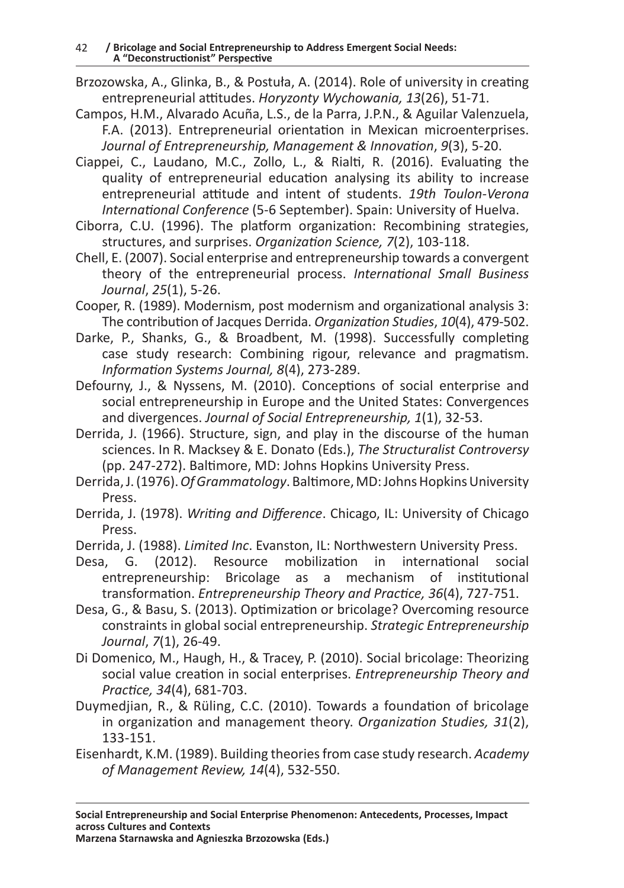Brzozowska, A., Glinka, B., & Postuła, A. (2014). Role of university in creating entrepreneurial attitudes. *Horyzonty Wychowania, 13*(26), 51-71.

Campos, H.M., Alvarado Acuña, L.S., de la Parra, J.P.N., & Aguilar Valenzuela, F.A. (2013). Entrepreneurial orientation in Mexican microenterprises. *Journal of Entrepreneurship, Management & Innovation*, *9*(3), 5-20.

Ciappei, C., Laudano, M.C., Zollo, L., & Rialti, R. (2016). Evaluating the quality of entrepreneurial education analysing its ability to increase entrepreneurial attitude and intent of students. *19th Toulon-Verona International Conference* (5-6 September). Spain: University of Huelva.

Ciborra, C.U. (1996). The platform organization: Recombining strategies, structures, and surprises. *Organization Science, 7*(2), 103-118.

Chell, E. (2007). Social enterprise and entrepreneurship towards a convergent theory of the entrepreneurial process. *International Small Business Journal*, *25*(1), 5-26.

Cooper, R. (1989). Modernism, post modernism and organizational analysis 3: The contribution of Jacques Derrida. *Organization Studies*, *10*(4), 479-502.

Darke, P., Shanks, G., & Broadbent, M. (1998). Successfully completing case study research: Combining rigour, relevance and pragmatism. *Information Systems Journal, 8*(4), 273-289.

Defourny, J., & Nyssens, M. (2010). Conceptions of social enterprise and social entrepreneurship in Europe and the United States: Convergences and divergences. *Journal of Social Entrepreneurship, 1*(1), 32-53.

Derrida, J. (1966). Structure, sign, and play in the discourse of the human sciences. In R. Macksey & E. Donato (Eds.), *The Structuralist Controversy* (pp. 247-272). Baltimore, MD: Johns Hopkins University Press.

Derrida, J. (1976). *Of Grammatology*. Baltimore, MD: Johns Hopkins University Press.

Derrida, J. (1978). *Writing and Difference*. Chicago, IL: University of Chicago Press.

Derrida, J. (1988). *Limited Inc*. Evanston, IL: Northwestern University Press.

Desa, G. (2012). Resource mobilization in international social entrepreneurship: Bricolage as a mechanism of institutional transformation. *Entrepreneurship Theory and Practice, 36*(4), 727-751.

Desa, G., & Basu, S. (2013). Optimization or bricolage? Overcoming resource constraints in global social entrepreneurship. *Strategic Entrepreneurship Journal*, *7*(1), 26-49.

Di Domenico, M., Haugh, H., & Tracey, P. (2010). Social bricolage: Theorizing social value creation in social enterprises. *Entrepreneurship Theory and Practice, 34*(4), 681-703.

Duymedjian, R., & Rüling, C.C. (2010). Towards a foundation of bricolage in organization and management theory. *Organization Studies, 31*(2), 133-151.

Eisenhardt, K.M. (1989). Building theories from case study research. *Academy of Management Review, 14*(4), 532-550.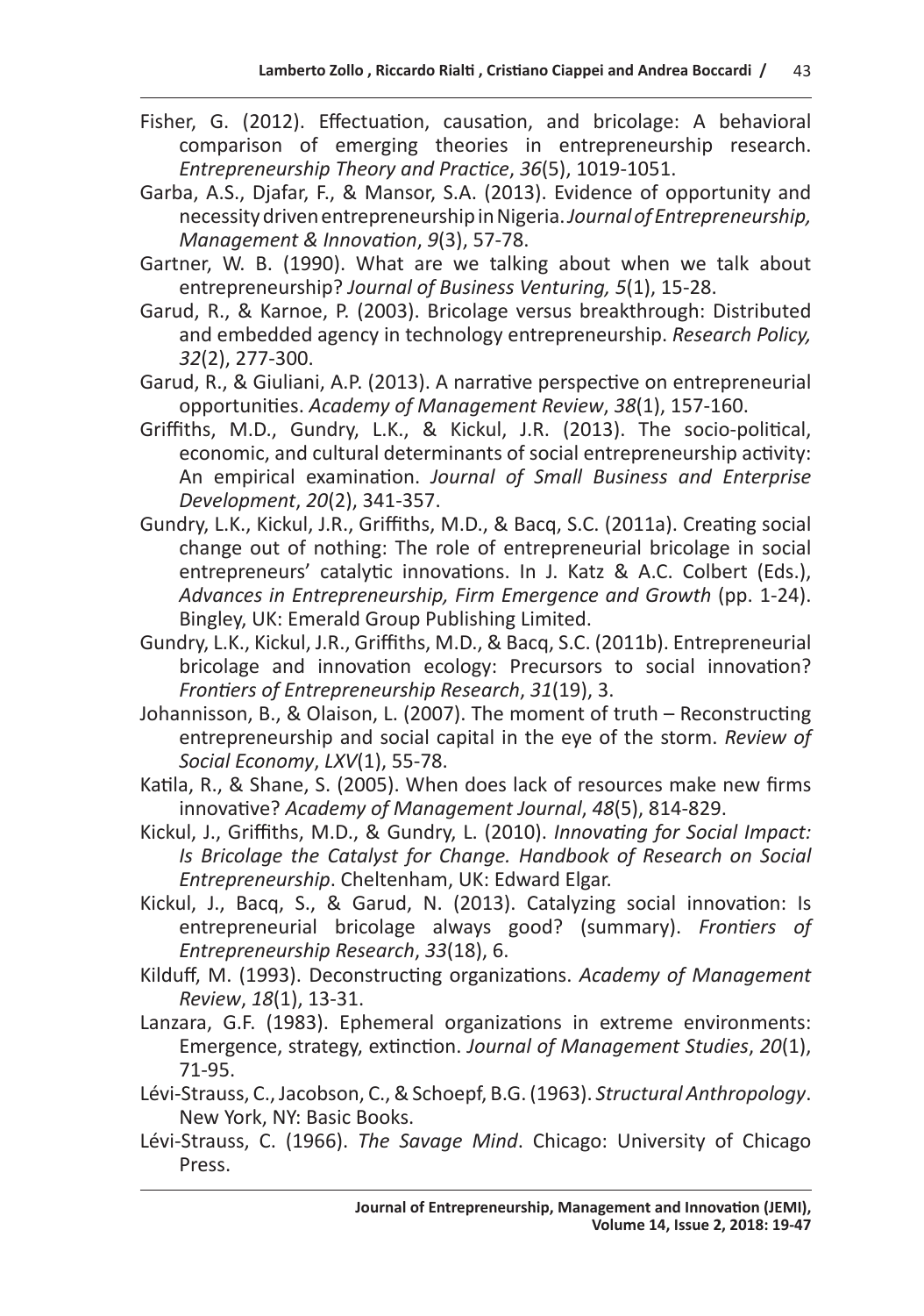Fisher, G. (2012). Effectuation, causation, and bricolage: A behavioral comparison of emerging theories in entrepreneurship research. *Entrepreneurship Theory and Practice*, *36*(5), 1019-1051.

Garba, A.S., Djafar, F., & Mansor, S.A. (2013). Evidence of opportunity and necessity driven entrepreneurship in Nigeria. *Journal of Entrepreneurship, Management & Innovation*, *9*(3), 57-78.

Gartner, W. B. (1990). What are we talking about when we talk about entrepreneurship? *Journal of Business Venturing, 5*(1), 15-28.

Garud, R., & Karnoe, P. (2003). Bricolage versus breakthrough: Distributed and embedded agency in technology entrepreneurship. *Research Policy, 32*(2), 277-300.

Garud, R., & Giuliani, A.P. (2013). A narrative perspective on entrepreneurial opportunities. *Academy of Management Review*, *38*(1), 157-160.

Griffiths, M.D., Gundry, L.K., & Kickul, J.R. (2013). The socio-political, economic, and cultural determinants of social entrepreneurship activity: An empirical examination. *Journal of Small Business and Enterprise Development*, *20*(2), 341-357.

Gundry, L.K., Kickul, J.R., Griffiths, M.D., & Bacq, S.C. (2011a). Creating social change out of nothing: The role of entrepreneurial bricolage in social entrepreneurs' catalytic innovations. In J. Katz & A.C. Colbert (Eds.), *Advances in Entrepreneurship, Firm Emergence and Growth* (pp. 1-24). Bingley, UK: Emerald Group Publishing Limited.

Gundry, L.K., Kickul, J.R., Griffiths, M.D., & Bacq, S.C. (2011b). Entrepreneurial bricolage and innovation ecology: Precursors to social innovation? *Frontiers of Entrepreneurship Research*, *31*(19), 3.

Johannisson, B., & Olaison, L. (2007). The moment of truth – Reconstructing entrepreneurship and social capital in the eye of the storm. *Review of Social Economy*, *LXV*(1), 55-78.

Katila, R., & Shane, S. (2005). When does lack of resources make new firms innovative? *Academy of Management Journal*, *48*(5), 814-829.

Kickul, J., Griffiths, M.D., & Gundry, L. (2010). *Innovating for Social Impact: Is Bricolage the Catalyst for Change. Handbook of Research on Social Entrepreneurship*. Cheltenham, UK: Edward Elgar.

Kickul, J., Bacq, S., & Garud, N. (2013). Catalyzing social innovation: Is entrepreneurial bricolage always good? (summary). *Frontiers of Entrepreneurship Research*, *33*(18), 6.

Kilduff, M. (1993). Deconstructing organizations. *Academy of Management Review*, *18*(1), 13-31.

Lanzara, G.F. (1983). Ephemeral organizations in extreme environments: Emergence, strategy, extinction. *Journal of Management Studies*, *20*(1), 71-95.

Lévi-Strauss, C., Jacobson, C., & Schoepf, B.G. (1963). *Structural Anthropology*. New York, NY: Basic Books.

Lévi-Strauss, C. (1966). *The Savage Mind*. Chicago: University of Chicago Press.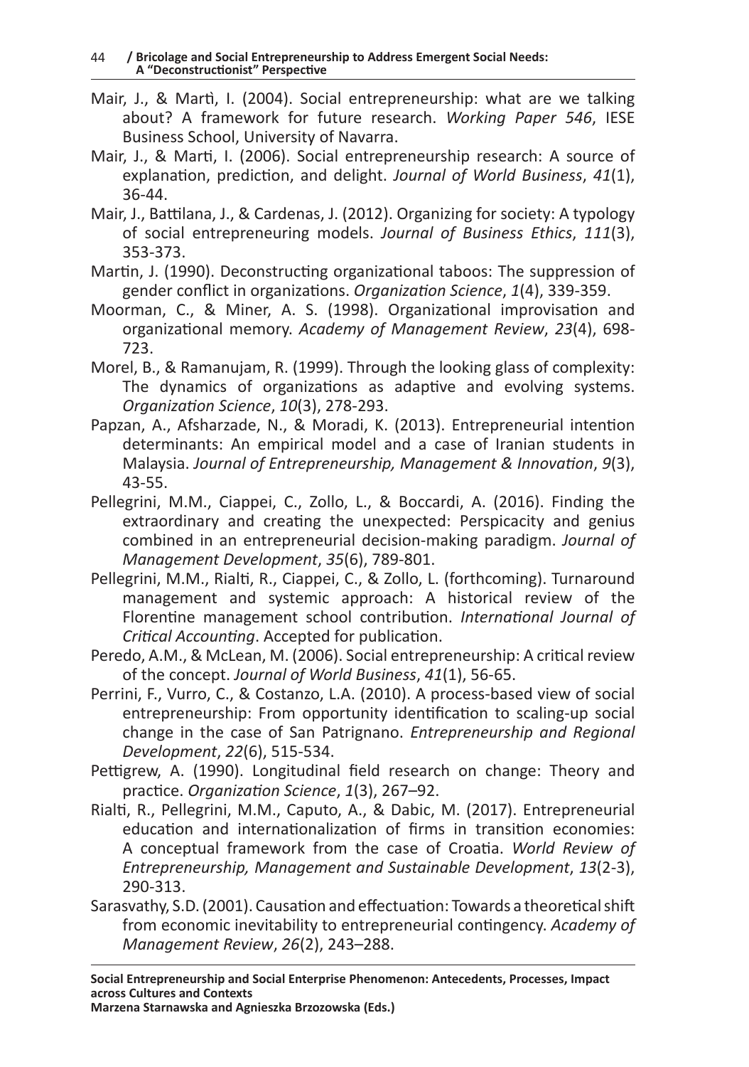Mair, J., & Marti, I. (2004). Social entrepreneurship: what are we talking about? A framework for future research. *Working Paper 546*, IESE Business School, University of Navarra.

Mair, J., & Marti, I. (2006). Social entrepreneurship research: A source of explanation, prediction, and delight. *Journal of World Business*, *41*(1), 36-44.

Mair, J., Battilana, J., & Cardenas, J. (2012). Organizing for society: A typology of social entrepreneuring models. *Journal of Business Ethics*, *111*(3), 353-373.

Martin, J. (1990). Deconstructing organizational taboos: The suppression of gender conflict in organizations. *Organization Science*, *1*(4), 339-359.

Moorman, C., & Miner, A. S. (1998). Organizational improvisation and organizational memory. *Academy of Management Review*, *23*(4), 698-723.

Morel, B., & Ramanujam, R. (1999). Through the looking glass of complexity: The dynamics of organizations as adaptive and evolving systems. *Organization Science*, *10*(3), 278-293.

Papzan, A., Afsharzade, N., & Moradi, K. (2013). Entrepreneurial intention determinants: An empirical model and a case of Iranian students in Malaysia. *Journal of Entrepreneurship, Management & Innovation*, *9*(3), 43-55.

Pellegrini, M.M., Ciappei, C., Zollo, L., & Boccardi, A. (2016). Finding the extraordinary and creating the unexpected: Perspicacity and genius combined in an entrepreneurial decision-making paradigm. *Journal of Management Development*, *35*(6), 789-801.

Pellegrini, M.M., Rialti, R., Ciappei, C., & Zollo, L. (forthcoming). Turnaround management and systemic approach: A historical review of the Florentine management school contribution. *International Journal of Critical Accounting*. Accepted for publication.

Peredo, A.M., & McLean, M. (2006). Social entrepreneurship: A critical review of the concept. *Journal of World Business*, *41*(1), 56-65.

Perrini, F., Vurro, C., & Costanzo, L.A. (2010). A process-based view of social entrepreneurship: From opportunity identification to scaling-up social change in the case of San Patrignano. *Entrepreneurship and Regional Development*, *22*(6), 515-534.

Pettigrew, A. (1990). Longitudinal field research on change: Theory and practice. *Organization Science*, *1*(3), 267–92.

Rialti, R., Pellegrini, M.M., Caputo, A., & Dabic, M. (2017). Entrepreneurial education and internationalization of firms in transition economies: A conceptual framework from the case of Croatia. *World Review of Entrepreneurship, Management and Sustainable Development*, *13*(2-3), 290-313.

Sarasvathy, S.D. (2001). Causation and effectuation: Towards a theoretical shift from economic inevitability to entrepreneurial contingency. *Academy of Management Review*, *26*(2), 243–288.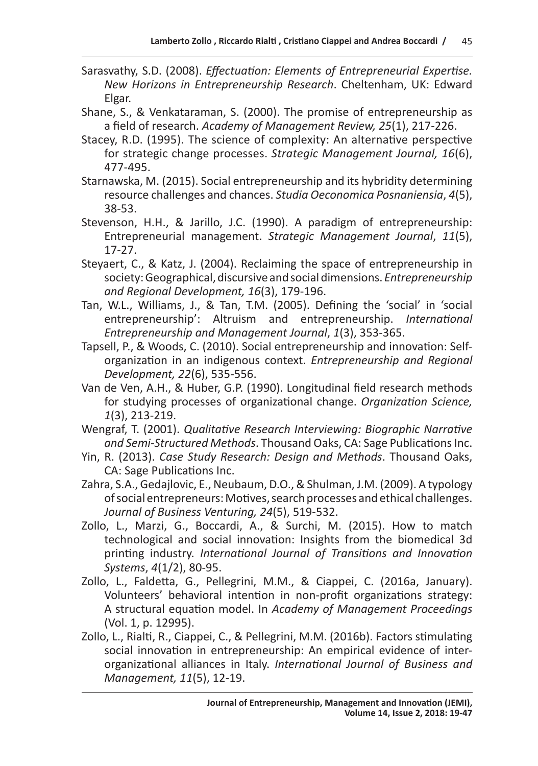Sarasvathy, S.D. (2008). *Effectuation: Elements of Entrepreneurial Expertise. New Horizons in Entrepreneurship Research*. Cheltenham, UK: Edward Elgar.

Shane, S., & Venkataraman, S. (2000). The promise of entrepreneurship as a field of research. *Academy of Management Review, 25*(1), 217-226.

Stacey, R.D. (1995). The science of complexity: An alternative perspective for strategic change processes. *Strategic Management Journal, 16*(6), 477-495.

Starnawska, M. (2015). Social entrepreneurship and its hybridity determining resource challenges and chances. *Studia Oeconomica Posnaniensia*, *4*(5), 38-53.

Stevenson, H.H., & Jarillo, J.C. (1990). A paradigm of entrepreneurship: Entrepreneurial management. *Strategic Management Journal*, *11*(5), 17-27.

Steyaert, C., & Katz, J. (2004). Reclaiming the space of entrepreneurship in society: Geographical, discursive and social dimensions. *Entrepreneurship and Regional Development, 16*(3), 179-196.

Tan, W.L., Williams, J., & Tan, T.M. (2005). Defining the 'social' in 'social entrepreneurship': Altruism and entrepreneurship. *International Entrepreneurship and Management Journal*, *1*(3), 353-365.

Tapsell, P., & Woods, C. (2010). Social entrepreneurship and innovation: Self-organization in an indigenous context. *Entrepreneurship and Regional Development, 22*(6), 535-556.

Van de Ven, A.H., & Huber, G.P. (1990). Longitudinal field research methods for studying processes of organizational change. *Organization Science, 1*(3), 213-219.

Wengraf, T. (2001). *Qualitative Research Interviewing: Biographic Narrative and Semi-Structured Methods*. Thousand Oaks, CA: Sage Publications Inc.

Yin, R. (2013). *Case Study Research: Design and Methods*. Thousand Oaks, CA: Sage Publications Inc.

Zahra, S.A., Gedajlovic, E., Neubaum, D.O., & Shulman, J.M. (2009). A typology of social entrepreneurs: Motives, search processes and ethical challenges. *Journal of Business Venturing, 24*(5), 519-532.

Zollo, L., Marzi, G., Boccardi, A., & Surchi, M. (2015). How to match technological and social innovation: Insights from the biomedical 3d printing industry. *International Journal of Transitions and Innovation Systems*, *4*(1/2), 80-95.

Zollo, L., Faldetta, G., Pellegrini, M.M., & Ciappei, C. (2016a, January). Volunteers' behavioral intention in non-profit organizations strategy: A structural equation model. In *Academy of Management Proceedings* (Vol. 1, p. 12995).

Zollo, L., Rialti, R., Ciappei, C., & Pellegrini, M.M. (2016b). Factors stimulating social innovation in entrepreneurship: An empirical evidence of inter-organizational alliances in Italy. *International Journal of Business and Management, 11*(5), 12-19.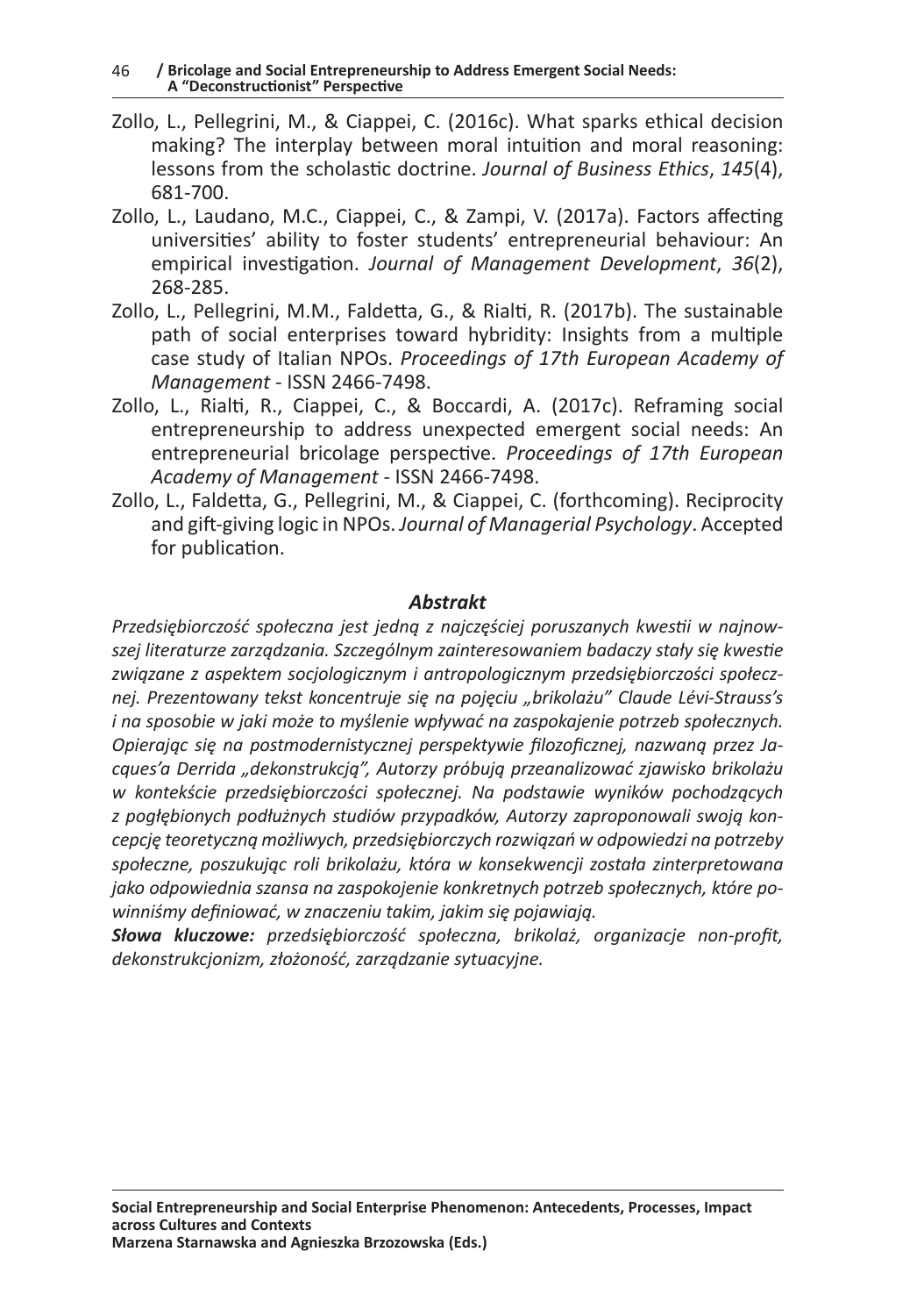Zollo, L., Pellegrini, M., & Ciappei, C. (2016c). What sparks ethical decision making? The interplay between moral intuition and moral reasoning: lessons from the scholastic doctrine. *Journal of Business Ethics*, *145*(4), 681-700.

Zollo, L., Laudano, M.C., Ciappei, C., & Zampi, V. (2017a). Factors affecting universities' ability to foster students' entrepreneurial behaviour: An empirical investigation. *Journal of Management Development*, *36*(2), 268-285.

Zollo, L., Pellegrini, M.M., Faldetta, G., & Rialti, R. (2017b). The sustainable path of social enterprises toward hybridity: Insights from a multiple case study of Italian NPOs. *Proceedings of 17th European Academy of Management* - ISSN 2466-7498.

Zollo, L., Rialti, R., Ciappei, C., & Boccardi, A. (2017c). Reframing social entrepreneurship to address unexpected emergent social needs: An entrepreneurial bricolage perspective. *Proceedings of 17th European Academy of Management* - ISSN 2466-7498.

Zollo, L., Faldetta, G., Pellegrini, M., & Ciappei, C. (forthcoming). Reciprocity and gift-giving logic in NPOs. *Journal of Managerial Psychology*. Accepted for publication.

### *Abstrakt*

*Przedsiębiorczość społeczna jest jedną z najczęściej poruszanych kwestii w najnowszej literaturze zarządzania. Szczególnym zainteresowaniem badaczy stały się kwestie związane z aspektem socjologicznym i antropologicznym przedsiębiorczości społecznej. Prezentowany tekst koncentruje się na pojęciu „brikolażu" Claude Lévi-Strauss's i na sposobie w jaki może to myślenie wpływać na zaspokajanie potrzeb społecznych. Opierając się na postmodernistycznej perspektywie filozoficznej, nazwaną przez Jacques'a Derrida „dekonstrukcją", Autorzy próbują przeanalizować zjawisko brikolażu w kontekście przedsiębiorczości społecznej. Na podstawie wyników pochodzących z pogłębionych podłużnych studiów przypadków, Autorzy zaproponowali swoją koncepcję teoretyczną możliwych, przedsiębiorczych rozwiązań w odpowiedzi na potrzeby społeczne, poszukując roli brikolażu, która w konsekwencji została zinterpretowana jako odpowiednia szansa na zaspokojenie konkretnych potrzeb społecznych, które powinniśmy definiować, w znaczeniu takim, jakim się pojawiają.*

***Słowa kluczowe:*** *przedsiębiorczość społeczna, brikolaż, organizacje non-profit, dekonstrukcjonizm, złożoność, zarządzanie sytuacyjne.*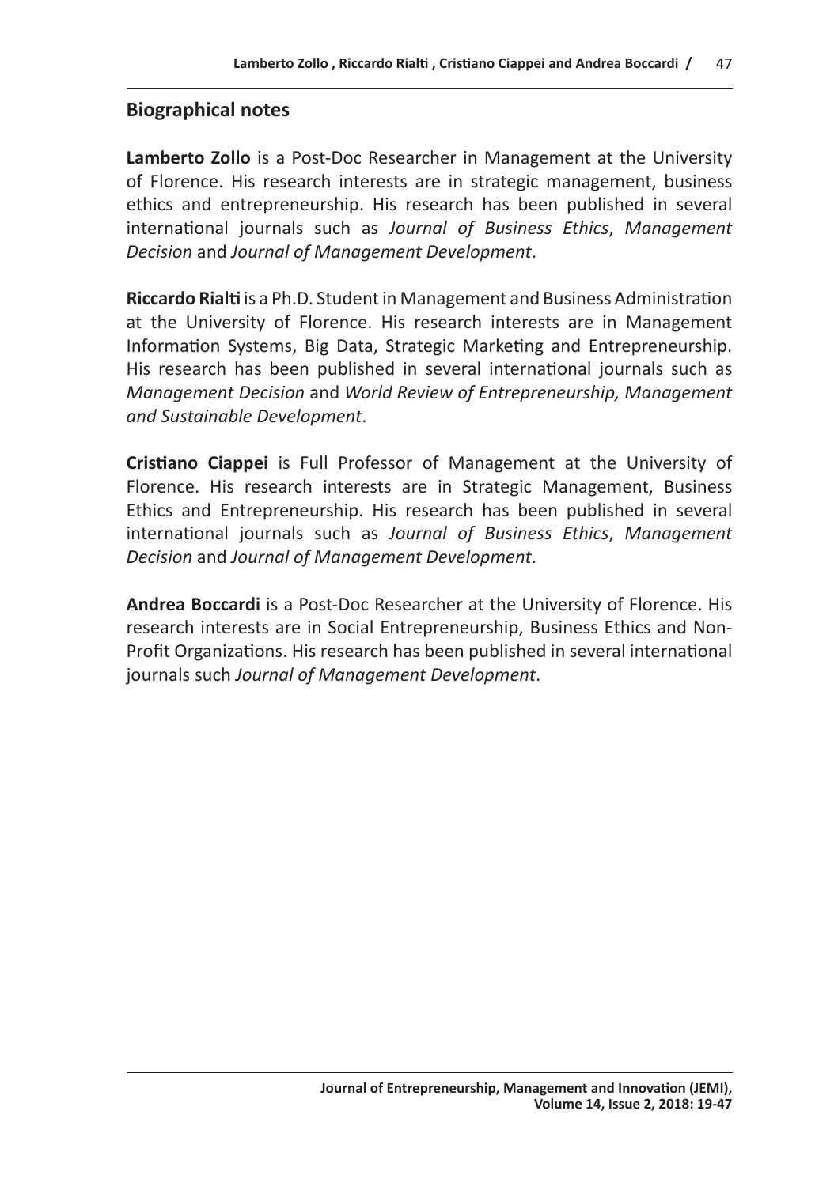## Biographical notes

**Lamberto Zollo** is a Post-Doc Researcher in Management at the University of Florence. His research interests are in strategic management, business ethics and entrepreneurship. His research has been published in several international journals such as *Journal of Business Ethics*, *Management Decision* and *Journal of Management Development*.

**Riccardo Rialti** is a Ph.D. Student in Management and Business Administration at the University of Florence. His research interests are in Management Information Systems, Big Data, Strategic Marketing and Entrepreneurship. His research has been published in several international journals such as *Management Decision* and *World Review of Entrepreneurship, Management and Sustainable Development*.

**Cristiano Ciappei** is Full Professor of Management at the University of Florence. His research interests are in Strategic Management, Business Ethics and Entrepreneurship. His research has been published in several international journals such as *Journal of Business Ethics*, *Management Decision* and *Journal of Management Development*.

**Andrea Boccardi** is a Post-Doc Researcher at the University of Florence. His research interests are in Social Entrepreneurship, Business Ethics and Non-Profit Organizations. His research has been published in several international journals such *Journal of Management Development*.